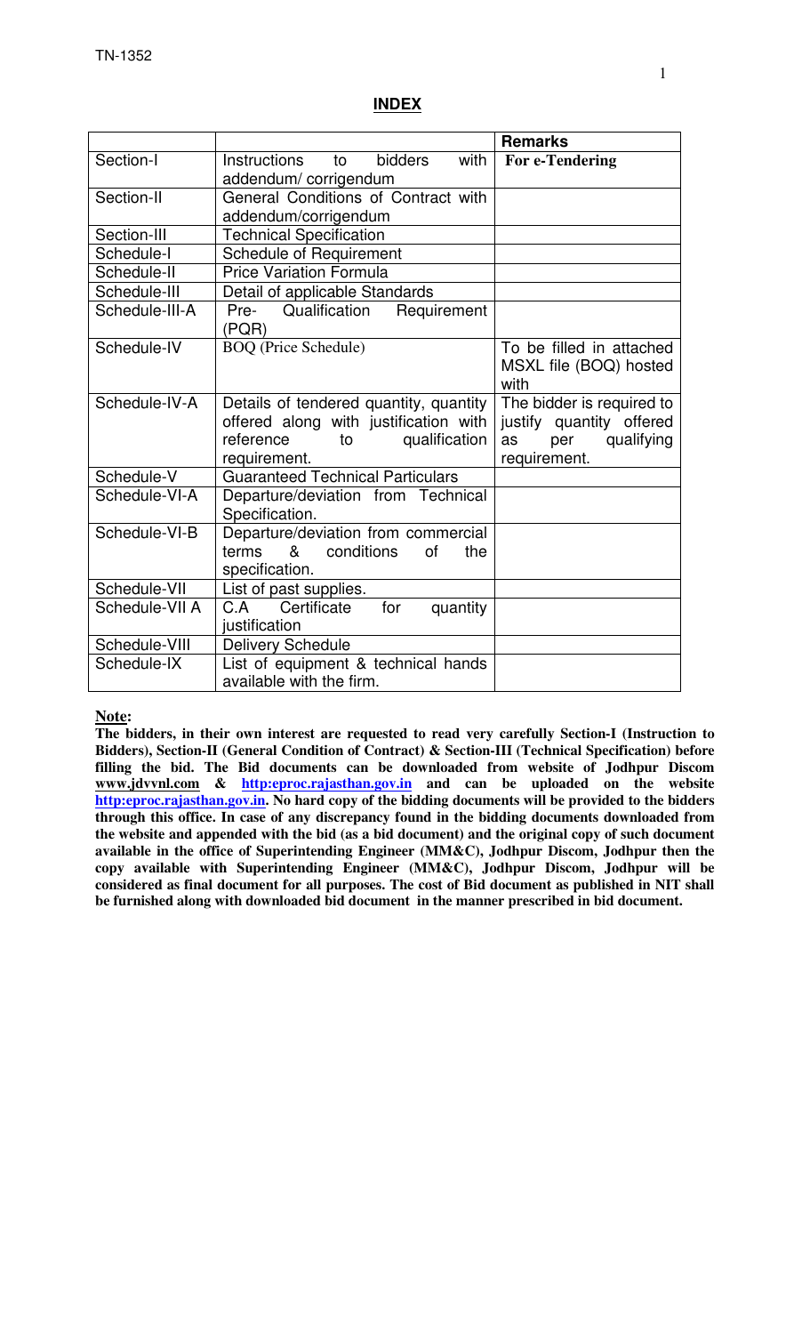## INDEX

| | | Remarks |
|---|---|---|
| Section-I | Instructions to bidders with addendum/ corrigendum | **For e-Tendering** |
| Section-II | General Conditions of Contract with addendum/corrigendum | |
| Section-III | Technical Specification | |
| Schedule-I | Schedule of Requirement | |
| Schedule-II | Price Variation Formula | |
| Schedule-III | Detail of applicable Standards | |
| Schedule-III-A | Pre- Qualification Requirement (PQR) | |
| Schedule-IV | BOQ (Price Schedule) | To be filled in attached MSXL file (BOQ) hosted with |
| Schedule-IV-A | Details of tendered quantity, quantity offered along with justification with reference to qualification requirement. | The bidder is required to justify quantity offered as per qualifying requirement. |
| Schedule-V | Guaranteed Technical Particulars | |
| Schedule-VI-A | Departure/deviation from Technical Specification. | |
| Schedule-VI-B | Departure/deviation from commercial terms & conditions of the specification. | |
| Schedule-VII | List of past supplies. | |
| Schedule-VII A | C.A Certificate for quantity justification | |
| Schedule-VIII | Delivery Schedule | |
| Schedule-IX | List of equipment & technical hands available with the firm. | |

**Note:**

**The bidders, in their own interest are requested to read very carefully Section-I (Instruction to Bidders), Section-II (General Condition of Contract) & Section-III (Technical Specification) before filling the bid. The Bid documents can be downloaded from website of Jodhpur Discom www.jdvvnl.com & http:eproc.rajasthan.gov.in and can be uploaded on the website http:eproc.rajasthan.gov.in. No hard copy of the bidding documents will be provided to the bidders through this office. In case of any discrepancy found in the bidding documents downloaded from the website and appended with the bid (as a bid document) and the original copy of such document available in the office of Superintending Engineer (MM&C), Jodhpur Discom, Jodhpur then the copy available with Superintending Engineer (MM&C), Jodhpur Discom, Jodhpur will be considered as final document for all purposes. The cost of Bid document as published in NIT shall be furnished along with downloaded bid document in the manner prescribed in bid document.**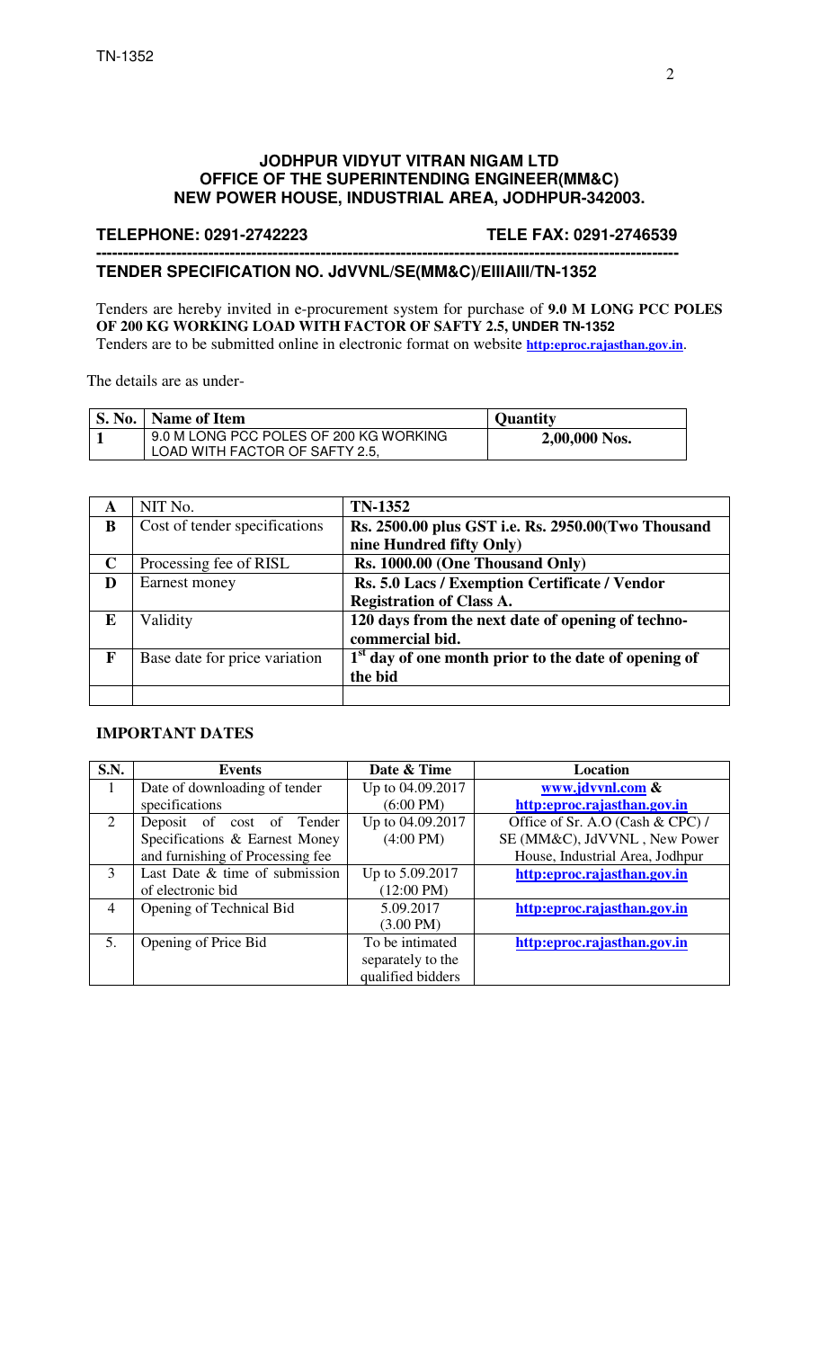**JODHPUR VIDYUT VITRAN NIGAM LTD**
**OFFICE OF THE SUPERINTENDING ENGINEER(MM&C)**
**NEW POWER HOUSE, INDUSTRIAL AREA, JODHPUR-342003.**

**TELEPHONE: 0291-2742223** **TELE FAX: 0291-2746539**

---

**TENDER SPECIFICATION NO. JdVVNL/SE(MM&C)/EIIIAIII/TN-1352**

Tenders are hereby invited in e-procurement system for purchase of **9.0 M LONG PCC POLES OF 200 KG WORKING LOAD WITH FACTOR OF SAFTY 2.5, UNDER TN-1352**
Tenders are to be submitted online in electronic format on website **http:eproc.rajasthan.gov.in**.

The details are as under-

| S. No. | Name of Item | Quantity |
|---|---|---|
| 1 | 9.0 M LONG PCC POLES OF 200 KG WORKING LOAD WITH FACTOR OF SAFTY 2.5, | 2,00,000 Nos. |

| | | |
|---|---|---|
| **A** | NIT No. | **TN-1352** |
| **B** | Cost of tender specifications | **Rs. 2500.00 plus GST i.e. Rs. 2950.00(Two Thousand nine Hundred fifty Only)** |
| **C** | Processing fee of RISL | **Rs. 1000.00 (One Thousand Only)** |
| **D** | Earnest money | **Rs. 5.0 Lacs / Exemption Certificate / Vendor Registration of Class A.** |
| **E** | Validity | **120 days from the next date of opening of techno-commercial bid.** |
| **F** | Base date for price variation | **1st day of one month prior to the date of opening of the bid** |
| | | |

### IMPORTANT DATES

| S.N. | Events | Date & Time | Location |
|---|---|---|---|
| 1 | Date of downloading of tender specifications | Up to 04.09.2017 (6:00 PM) | **www.jdvvnl.com & http:eproc.rajasthan.gov.in** |
| 2 | Deposit of cost of Tender Specifications & Earnest Money and furnishing of Processing fee | Up to 04.09.2017 (4:00 PM) | Office of Sr. A.O (Cash & CPC) / SE (MM&C), JdVVNL , New Power House, Industrial Area, Jodhpur |
| 3 | Last Date & time of submission of electronic bid | Up to 5.09.2017 (12:00 PM) | **http:eproc.rajasthan.gov.in** |
| 4 | Opening of Technical Bid | 5.09.2017 (3.00 PM) | **http:eproc.rajasthan.gov.in** |
| 5. | Opening of Price Bid | To be intimated separately to the qualified bidders | **http:eproc.rajasthan.gov.in** |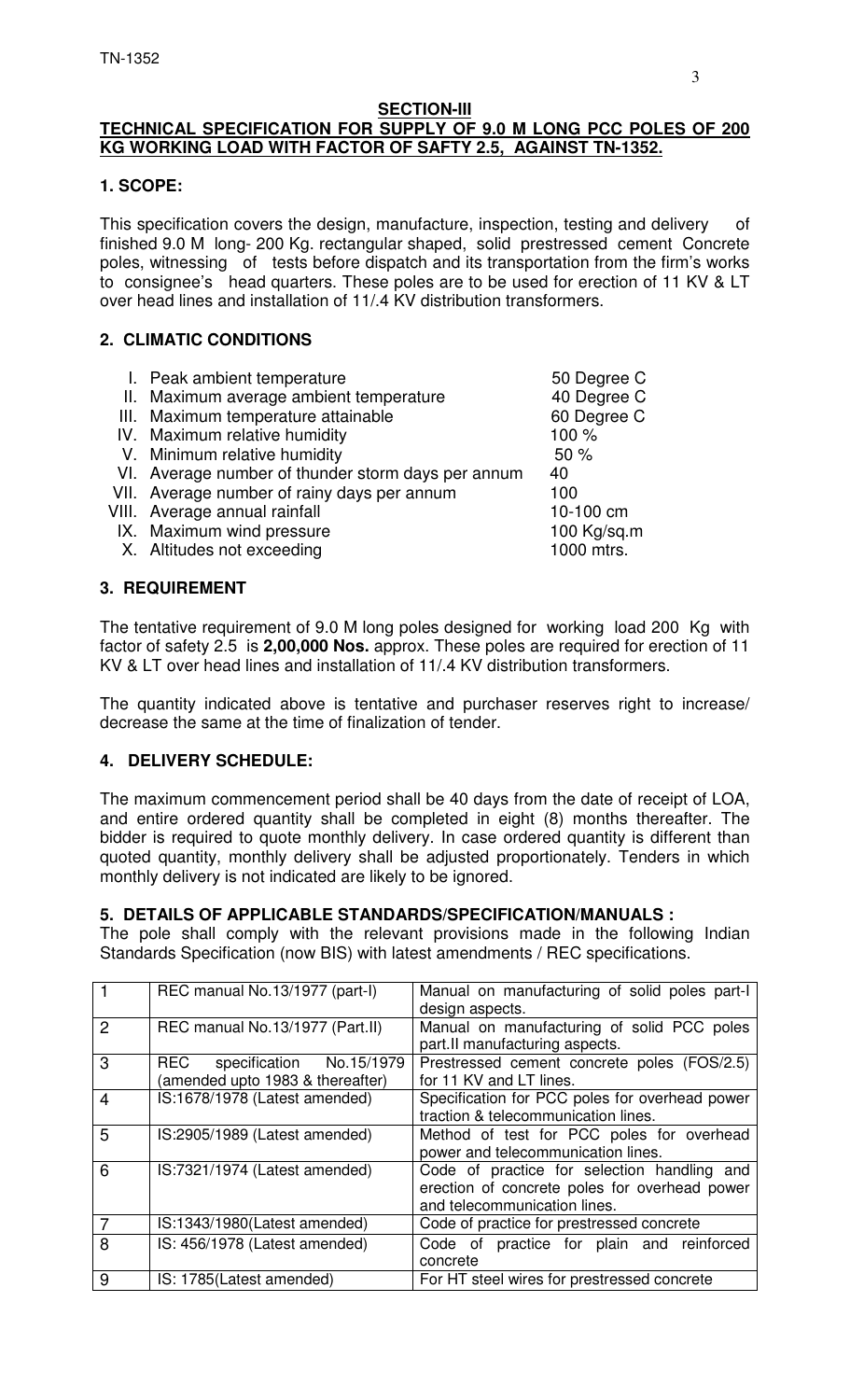## SECTION-III

### TECHNICAL SPECIFICATION FOR SUPPLY OF 9.0 M LONG PCC POLES OF 200 KG WORKING LOAD WITH FACTOR OF SAFTY 2.5, AGAINST TN-1352.

**1. SCOPE:**

This specification covers the design, manufacture, inspection, testing and delivery of finished 9.0 M long- 200 Kg. rectangular shaped, solid prestressed cement Concrete poles, witnessing of tests before dispatch and its transportation from the firm's works to consignee's head quarters. These poles are to be used for erection of 11 KV & LT over head lines and installation of 11/.4 KV distribution transformers.

**2. CLIMATIC CONDITIONS**

| | | |
|---|---|---|
| I. | Peak ambient temperature | 50 Degree C |
| II. | Maximum average ambient temperature | 40 Degree C |
| III. | Maximum temperature attainable | 60 Degree C |
| IV. | Maximum relative humidity | 100 % |
| V. | Minimum relative humidity | 50 % |
| VI. | Average number of thunder storm days per annum | 40 |
| VII. | Average number of rainy days per annum | 100 |
| VIII. | Average annual rainfall | 10-100 cm |
| IX. | Maximum wind pressure | 100 Kg/sq.m |
| X. | Altitudes not exceeding | 1000 mtrs. |

**3. REQUIREMENT**

The tentative requirement of 9.0 M long poles designed for working load 200 Kg with factor of safety 2.5 is **2,00,000 Nos.** approx. These poles are required for erection of 11 KV & LT over head lines and installation of 11/.4 KV distribution transformers.

The quantity indicated above is tentative and purchaser reserves right to increase/ decrease the same at the time of finalization of tender.

**4. DELIVERY SCHEDULE:**

The maximum commencement period shall be 40 days from the date of receipt of LOA, and entire ordered quantity shall be completed in eight (8) months thereafter. The bidder is required to quote monthly delivery. In case ordered quantity is different than quoted quantity, monthly delivery shall be adjusted proportionately. Tenders in which monthly delivery is not indicated are likely to be ignored.

**5. DETAILS OF APPLICABLE STANDARDS/SPECIFICATION/MANUALS :**

The pole shall comply with the relevant provisions made in the following Indian Standards Specification (now BIS) with latest amendments / REC specifications.

| | | |
|---|---|---|
| 1 | REC manual No.13/1977 (part-I) | Manual on manufacturing of solid poles part-I design aspects. |
| 2 | REC manual No.13/1977 (Part.II) | Manual on manufacturing of solid PCC poles part.II manufacturing aspects. |
| 3 | REC specification No.15/1979 (amended upto 1983 & thereafter) | Prestressed cement concrete poles (FOS/2.5) for 11 KV and LT lines. |
| 4 | IS:1678/1978 (Latest amended) | Specification for PCC poles for overhead power traction & telecommunication lines. |
| 5 | IS:2905/1989 (Latest amended) | Method of test for PCC poles for overhead power and telecommunication lines. |
| 6 | IS:7321/1974 (Latest amended) | Code of practice for selection handling and erection of concrete poles for overhead power and telecommunication lines. |
| 7 | IS:1343/1980(Latest amended) | Code of practice for prestressed concrete |
| 8 | IS: 456/1978 (Latest amended) | Code of practice for plain and reinforced concrete |
| 9 | IS: 1785(Latest amended) | For HT steel wires for prestressed concrete |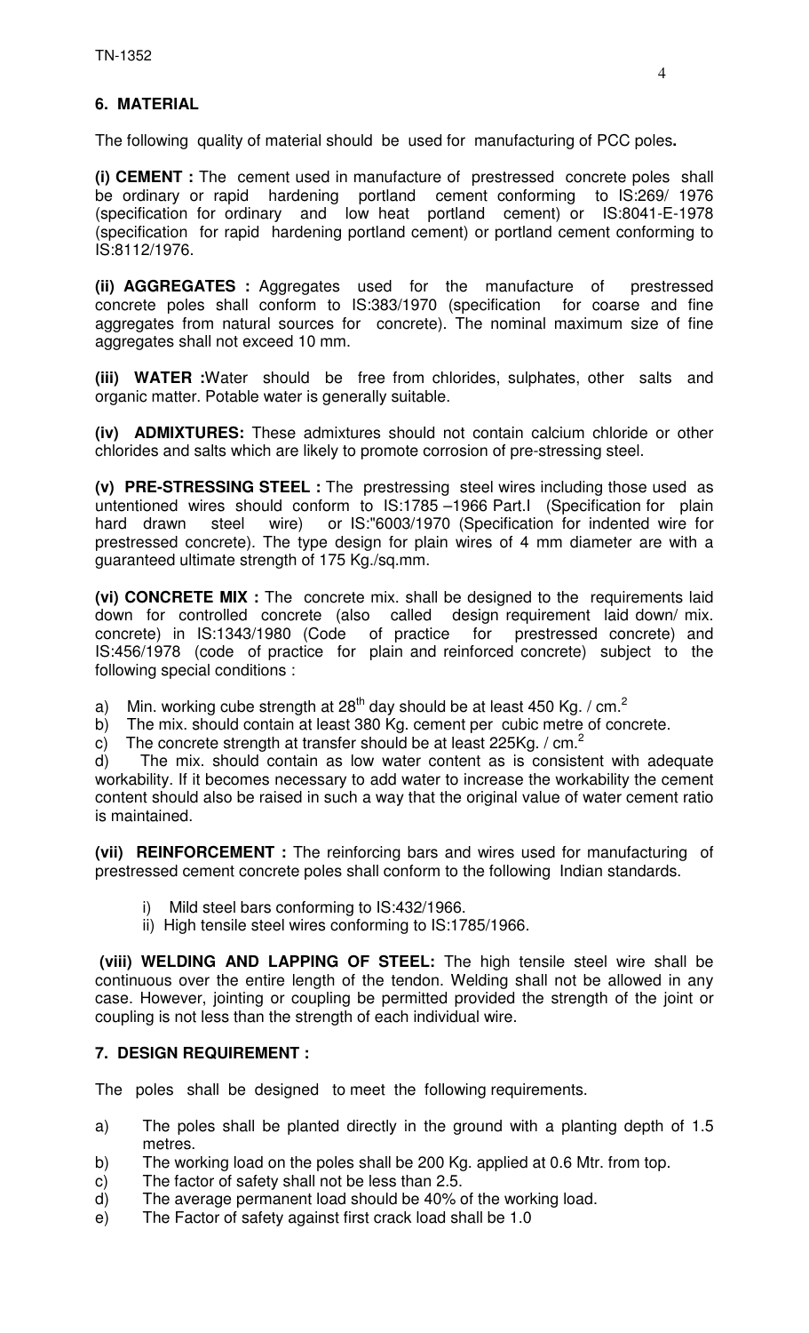## 6. MATERIAL

The following quality of material should be used for manufacturing of PCC poles**.**

**(i) CEMENT :** The cement used in manufacture of prestressed concrete poles shall be ordinary or rapid hardening portland cement conforming to IS:269/ 1976 (specification for ordinary and low heat portland cement) or IS:8041-E-1978 (specification for rapid hardening portland cement) or portland cement conforming to IS:8112/1976.

**(ii) AGGREGATES :** Aggregates used for the manufacture of prestressed concrete poles shall conform to IS:383/1970 (specification for coarse and fine aggregates from natural sources for concrete). The nominal maximum size of fine aggregates shall not exceed 10 mm.

**(iii) WATER :**Water should be free from chlorides, sulphates, other salts and organic matter. Potable water is generally suitable.

**(iv) ADMIXTURES:** These admixtures should not contain calcium chloride or other chlorides and salts which are likely to promote corrosion of pre-stressing steel.

**(v) PRE-STRESSING STEEL :** The prestressing steel wires including those used as untentioned wires should conform to IS:1785 –1966 Part.I (Specification for plain hard drawn steel wire) or IS:"6003/1970 (Specification for indented wire for prestressed concrete). The type design for plain wires of 4 mm diameter are with a guaranteed ultimate strength of 175 Kg./sq.mm.

**(vi) CONCRETE MIX :** The concrete mix. shall be designed to the requirements laid down for controlled concrete (also called design requirement laid down/ mix. concrete) in IS:1343/1980 (Code of practice for prestressed concrete) and IS:456/1978 (code of practice for plain and reinforced concrete) subject to the following special conditions :

a) Min. working cube strength at $28^{th}$ day should be at least 450 Kg. / $cm.^2$

b) The mix. should contain at least 380 Kg. cement per cubic metre of concrete.

c) The concrete strength at transfer should be at least 225Kg. / $cm.^2$

d) The mix. should contain as low water content as is consistent with adequate workability. If it becomes necessary to add water to increase the workability the cement content should also be raised in such a way that the original value of water cement ratio is maintained.

**(vii) REINFORCEMENT :** The reinforcing bars and wires used for manufacturing of prestressed cement concrete poles shall conform to the following Indian standards.

i) Mild steel bars conforming to IS:432/1966.
ii) High tensile steel wires conforming to IS:1785/1966.

**(viii) WELDING AND LAPPING OF STEEL:** The high tensile steel wire shall be continuous over the entire length of the tendon. Welding shall not be allowed in any case. However, jointing or coupling be permitted provided the strength of the joint or coupling is not less than the strength of each individual wire.

## 7. DESIGN REQUIREMENT :

The poles shall be designed to meet the following requirements.

a) The poles shall be planted directly in the ground with a planting depth of 1.5 metres.

b) The working load on the poles shall be 200 Kg. applied at 0.6 Mtr. from top.

c) The factor of safety shall not be less than 2.5.

d) The average permanent load should be 40% of the working load.

e) The Factor of safety against first crack load shall be 1.0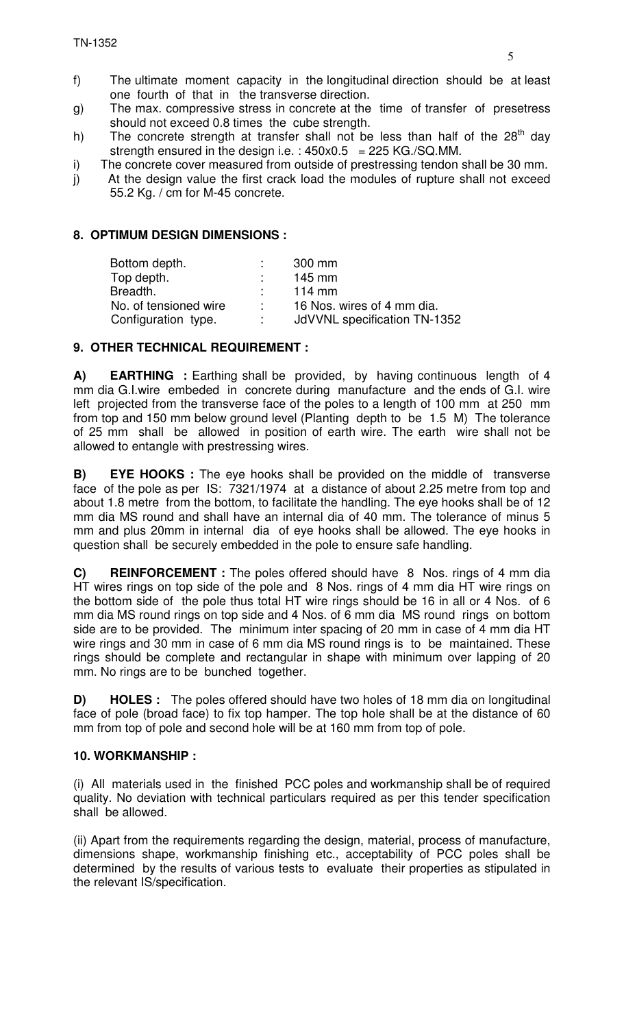f) The ultimate moment capacity in the longitudinal direction should be at least one fourth of that in the transverse direction.

g) The max. compressive stress in concrete at the time of transfer of presetress should not exceed 0.8 times the cube strength.

h) The concrete strength at transfer shall not be less than half of the $28^{th}$ day strength ensured in the design i.e. : 450x0.5 = 225 KG./SQ.MM.

i) The concrete cover measured from outside of prestressing tendon shall be 30 mm.

j) At the design value the first crack load the modules of rupture shall not exceed 55.2 Kg. / cm for M-45 concrete.

## 8. OPTIMUM DESIGN DIMENSIONS :

| | | |
|---|---|---|
| Bottom depth. | : | 300 mm |
| Top depth. | : | 145 mm |
| Breadth. | : | 114 mm |
| No. of tensioned wire | : | 16 Nos. wires of 4 mm dia. |
| Configuration type. | : | JdVVNL specification TN-1352 |

## 9. OTHER TECHNICAL REQUIREMENT :

**A) EARTHING :** Earthing shall be provided, by having continuous length of 4 mm dia G.I.wire embeded in concrete during manufacture and the ends of G.I. wire left projected from the transverse face of the poles to a length of 100 mm at 250 mm from top and 150 mm below ground level (Planting depth to be 1.5 M) The tolerance of 25 mm shall be allowed in position of earth wire. The earth wire shall not be allowed to entangle with prestressing wires.

**B) EYE HOOKS :** The eye hooks shall be provided on the middle of transverse face of the pole as per IS: 7321/1974 at a distance of about 2.25 metre from top and about 1.8 metre from the bottom, to facilitate the handling. The eye hooks shall be of 12 mm dia MS round and shall have an internal dia of 40 mm. The tolerance of minus 5 mm and plus 20mm in internal dia of eye hooks shall be allowed. The eye hooks in question shall be securely embedded in the pole to ensure safe handling.

**C) REINFORCEMENT :** The poles offered should have 8 Nos. rings of 4 mm dia HT wires rings on top side of the pole and 8 Nos. rings of 4 mm dia HT wire rings on the bottom side of the pole thus total HT wire rings should be 16 in all or 4 Nos. of 6 mm dia MS round rings on top side and 4 Nos. of 6 mm dia MS round rings on bottom side are to be provided. The minimum inter spacing of 20 mm in case of 4 mm dia HT wire rings and 30 mm in case of 6 mm dia MS round rings is to be maintained. These rings should be complete and rectangular in shape with minimum over lapping of 20 mm. No rings are to be bunched together.

**D) HOLES :** The poles offered should have two holes of 18 mm dia on longitudinal face of pole (broad face) to fix top hamper. The top hole shall be at the distance of 60 mm from top of pole and second hole will be at 160 mm from top of pole.

## 10. WORKMANSHIP :

(i) All materials used in the finished PCC poles and workmanship shall be of required quality. No deviation with technical particulars required as per this tender specification shall be allowed.

(ii) Apart from the requirements regarding the design, material, process of manufacture, dimensions shape, workmanship finishing etc., acceptability of PCC poles shall be determined by the results of various tests to evaluate their properties as stipulated in the relevant IS/specification.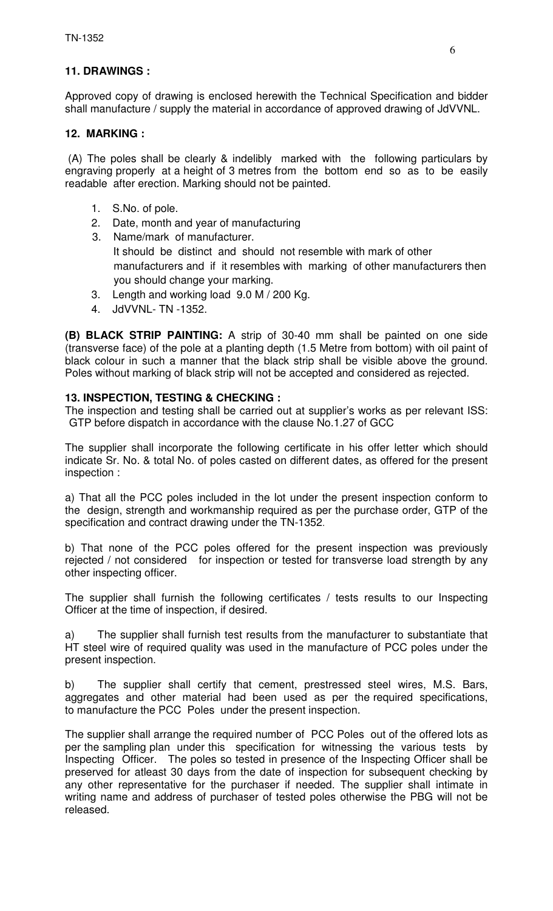## 11. DRAWINGS :

Approved copy of drawing is enclosed herewith the Technical Specification and bidder shall manufacture / supply the material in accordance of approved drawing of JdVVNL.

## 12. MARKING :

(A) The poles shall be clearly & indelibly marked with the following particulars by engraving properly at a height of 3 metres from the bottom end so as to be easily readable after erection. Marking should not be painted.

1. S.No. of pole.
2. Date, month and year of manufacturing
3. Name/mark of manufacturer.
   It should be distinct and should not resemble with mark of other manufacturers and if it resembles with marking of other manufacturers then you should change your marking.
3. Length and working load 9.0 M / 200 Kg.
4. JdVVNL- TN -1352.

**(B) BLACK STRIP PAINTING:** A strip of 30-40 mm shall be painted on one side (transverse face) of the pole at a planting depth (1.5 Metre from bottom) with oil paint of black colour in such a manner that the black strip shall be visible above the ground. Poles without marking of black strip will not be accepted and considered as rejected.

## 13. INSPECTION, TESTING & CHECKING :

The inspection and testing shall be carried out at supplier's works as per relevant ISS: GTP before dispatch in accordance with the clause No.1.27 of GCC

The supplier shall incorporate the following certificate in his offer letter which should indicate Sr. No. & total No. of poles casted on different dates, as offered for the present inspection :

a) That all the PCC poles included in the lot under the present inspection conform to the design, strength and workmanship required as per the purchase order, GTP of the specification and contract drawing under the TN-1352.

b) That none of the PCC poles offered for the present inspection was previously rejected / not considered for inspection or tested for transverse load strength by any other inspecting officer.

The supplier shall furnish the following certificates / tests results to our Inspecting Officer at the time of inspection, if desired.

a) The supplier shall furnish test results from the manufacturer to substantiate that HT steel wire of required quality was used in the manufacture of PCC poles under the present inspection.

b) The supplier shall certify that cement, prestressed steel wires, M.S. Bars, aggregates and other material had been used as per the required specifications, to manufacture the PCC Poles under the present inspection.

The supplier shall arrange the required number of PCC Poles out of the offered lots as per the sampling plan under this specification for witnessing the various tests by Inspecting Officer. The poles so tested in presence of the Inspecting Officer shall be preserved for atleast 30 days from the date of inspection for subsequent checking by any other representative for the purchaser if needed. The supplier shall intimate in writing name and address of purchaser of tested poles otherwise the PBG will not be released.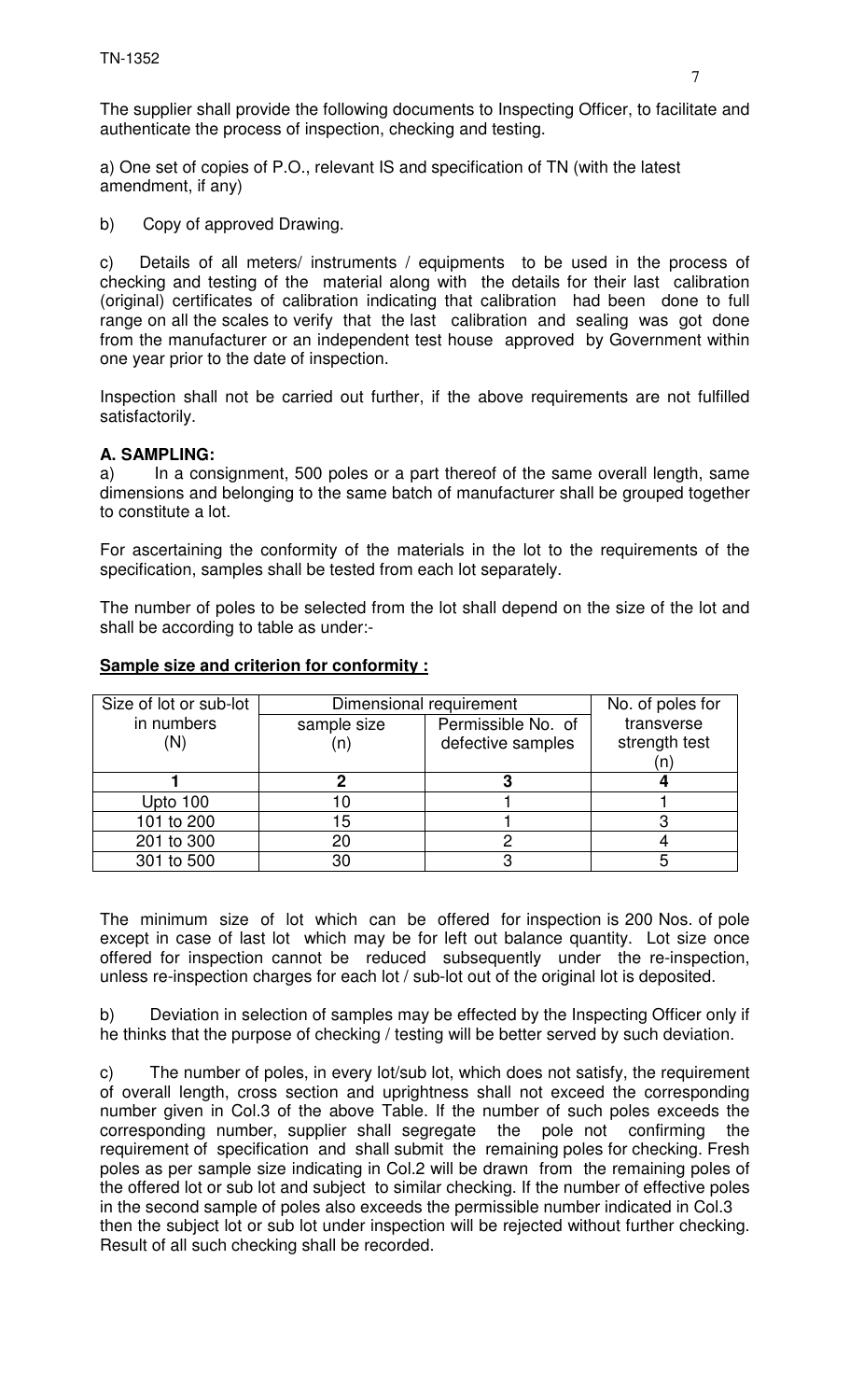The supplier shall provide the following documents to Inspecting Officer, to facilitate and authenticate the process of inspection, checking and testing.

a) One set of copies of P.O., relevant IS and specification of TN (with the latest amendment, if any)

b) Copy of approved Drawing.

c) Details of all meters/ instruments / equipments to be used in the process of checking and testing of the material along with the details for their last calibration (original) certificates of calibration indicating that calibration had been done to full range on all the scales to verify that the last calibration and sealing was got done from the manufacturer or an independent test house approved by Government within one year prior to the date of inspection.

Inspection shall not be carried out further, if the above requirements are not fulfilled satisfactorily.

**A. SAMPLING:**

a) In a consignment, 500 poles or a part thereof of the same overall length, same dimensions and belonging to the same batch of manufacturer shall be grouped together to constitute a lot.

For ascertaining the conformity of the materials in the lot to the requirements of the specification, samples shall be tested from each lot separately.

The number of poles to be selected from the lot shall depend on the size of the lot and shall be according to table as under:-

**Sample size and criterion for conformity :**

| Size of lot or sub-lot in numbers (N) | Dimensional requirement | | No. of poles for transverse strength test (n) |
|---|---|---|---|
| | sample size (n) | Permissible No. of defective samples | |
| **1** | **2** | **3** | **4** |
| Upto 100 | 10 | 1 | 1 |
| 101 to 200 | 15 | 1 | 3 |
| 201 to 300 | 20 | 2 | 4 |
| 301 to 500 | 30 | 3 | 5 |

The minimum size of lot which can be offered for inspection is 200 Nos. of pole except in case of last lot which may be for left out balance quantity. Lot size once offered for inspection cannot be reduced subsequently under the re-inspection, unless re-inspection charges for each lot / sub-lot out of the original lot is deposited.

b) Deviation in selection of samples may be effected by the Inspecting Officer only if he thinks that the purpose of checking / testing will be better served by such deviation.

c) The number of poles, in every lot/sub lot, which does not satisfy, the requirement of overall length, cross section and uprightness shall not exceed the corresponding number given in Col.3 of the above Table. If the number of such poles exceeds the corresponding number, supplier shall segregate the pole not confirming the requirement of specification and shall submit the remaining poles for checking. Fresh poles as per sample size indicating in Col.2 will be drawn from the remaining poles of the offered lot or sub lot and subject to similar checking. If the number of effective poles in the second sample of poles also exceeds the permissible number indicated in Col.3 then the subject lot or sub lot under inspection will be rejected without further checking. Result of all such checking shall be recorded.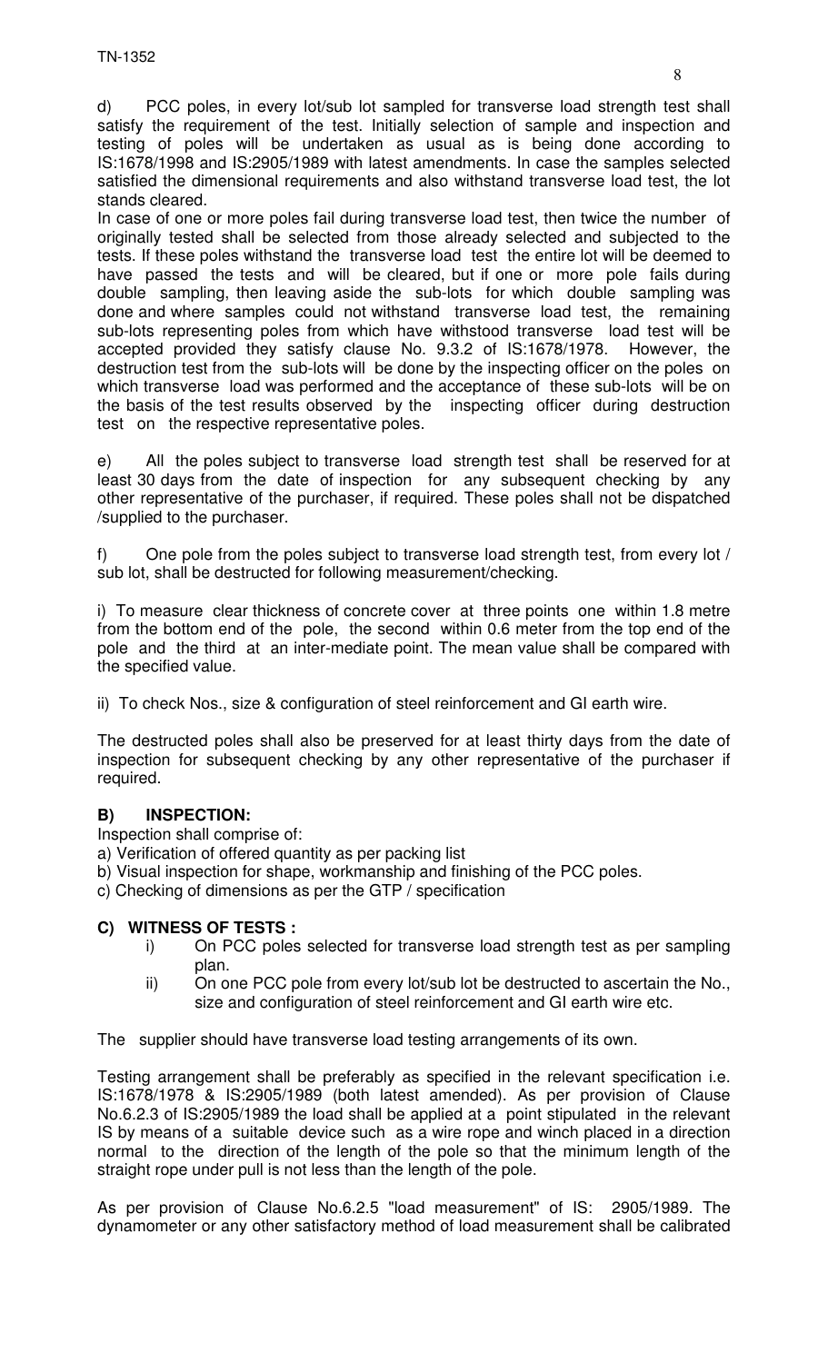d) PCC poles, in every lot/sub lot sampled for transverse load strength test shall satisfy the requirement of the test. Initially selection of sample and inspection and testing of poles will be undertaken as usual as is being done according to IS:1678/1998 and IS:2905/1989 with latest amendments. In case the samples selected satisfied the dimensional requirements and also withstand transverse load test, the lot stands cleared.

In case of one or more poles fail during transverse load test, then twice the number of originally tested shall be selected from those already selected and subjected to the tests. If these poles withstand the transverse load test the entire lot will be deemed to have passed the tests and will be cleared, but if one or more pole fails during double sampling, then leaving aside the sub-lots for which double sampling was done and where samples could not withstand transverse load test, the remaining sub-lots representing poles from which have withstood transverse load test will be accepted provided they satisfy clause No. 9.3.2 of IS:1678/1978. However, the destruction test from the sub-lots will be done by the inspecting officer on the poles on which transverse load was performed and the acceptance of these sub-lots will be on the basis of the test results observed by the inspecting officer during destruction test on the respective representative poles.

e) All the poles subject to transverse load strength test shall be reserved for at least 30 days from the date of inspection for any subsequent checking by any other representative of the purchaser, if required. These poles shall not be dispatched /supplied to the purchaser.

f) One pole from the poles subject to transverse load strength test, from every lot / sub lot, shall be destructed for following measurement/checking.

i) To measure clear thickness of concrete cover at three points one within 1.8 metre from the bottom end of the pole, the second within 0.6 meter from the top end of the pole and the third at an inter-mediate point. The mean value shall be compared with the specified value.

ii) To check Nos., size & configuration of steel reinforcement and GI earth wire.

The destructed poles shall also be preserved for at least thirty days from the date of inspection for subsequent checking by any other representative of the purchaser if required.

## B) INSPECTION:

Inspection shall comprise of:

a) Verification of offered quantity as per packing list

b) Visual inspection for shape, workmanship and finishing of the PCC poles.

c) Checking of dimensions as per the GTP / specification

## C) WITNESS OF TESTS :

i) On PCC poles selected for transverse load strength test as per sampling plan.

ii) On one PCC pole from every lot/sub lot be destructed to ascertain the No., size and configuration of steel reinforcement and GI earth wire etc.

The supplier should have transverse load testing arrangements of its own.

Testing arrangement shall be preferably as specified in the relevant specification i.e. IS:1678/1978 & IS:2905/1989 (both latest amended). As per provision of Clause No.6.2.3 of IS:2905/1989 the load shall be applied at a point stipulated in the relevant IS by means of a suitable device such as a wire rope and winch placed in a direction normal to the direction of the length of the pole so that the minimum length of the straight rope under pull is not less than the length of the pole.

As per provision of Clause No.6.2.5 "load measurement" of IS: 2905/1989. The dynamometer or any other satisfactory method of load measurement shall be calibrated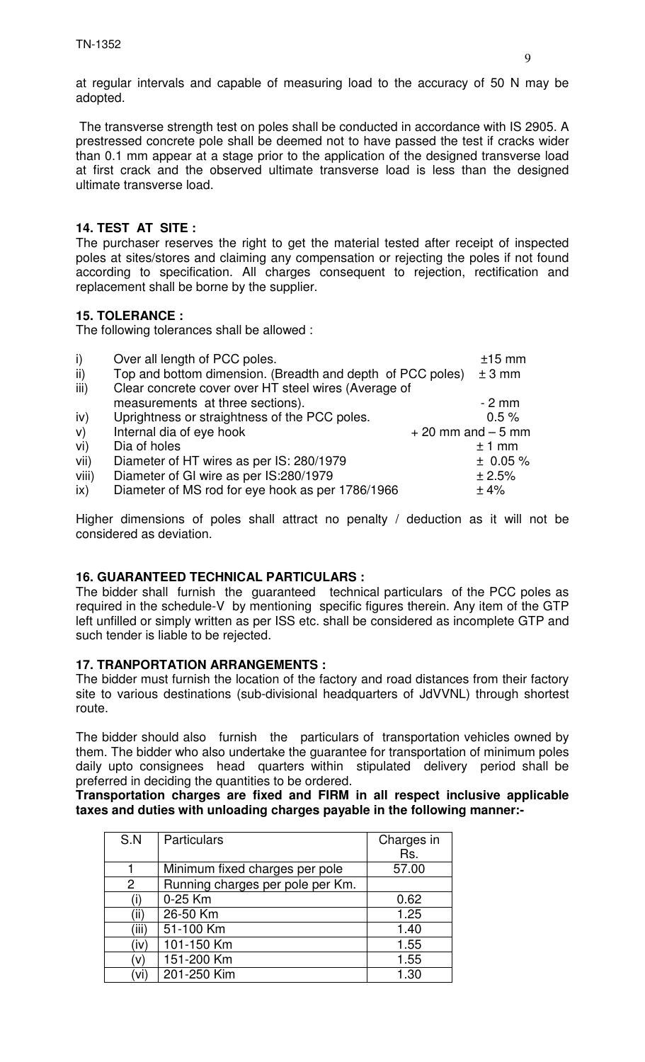at regular intervals and capable of measuring load to the accuracy of 50 N may be adopted.

The transverse strength test on poles shall be conducted in accordance with IS 2905. A prestressed concrete pole shall be deemed not to have passed the test if cracks wider than 0.1 mm appear at a stage prior to the application of the designed transverse load at first crack and the observed ultimate transverse load is less than the designed ultimate transverse load.

### 14. TEST AT SITE :

The purchaser reserves the right to get the material tested after receipt of inspected poles at sites/stores and claiming any compensation or rejecting the poles if not found according to specification. All charges consequent to rejection, rectification and replacement shall be borne by the supplier.

### 15. TOLERANCE :

The following tolerances shall be allowed :

| | | |
|---|---|---|
| i) | Over all length of PCC poles. | ±15 mm |
| ii) | Top and bottom dimension. (Breadth and depth of PCC poles) | ± 3 mm |
| iii) | Clear concrete cover over HT steel wires (Average of measurements at three sections). | - 2 mm |
| iv) | Uprightness or straightness of the PCC poles. | 0.5 % |
| v) | Internal dia of eye hook | + 20 mm and – 5 mm |
| vi) | Dia of holes | ± 1 mm |
| vii) | Diameter of HT wires as per IS: 280/1979 | ± 0.05 % |
| viii) | Diameter of GI wire as per IS:280/1979 | ± 2.5% |
| ix) | Diameter of MS rod for eye hook as per 1786/1966 | ± 4% |

Higher dimensions of poles shall attract no penalty / deduction as it will not be considered as deviation.

### 16. GUARANTEED TECHNICAL PARTICULARS :

The bidder shall furnish the guaranteed technical particulars of the PCC poles as required in the schedule-V by mentioning specific figures therein. Any item of the GTP left unfilled or simply written as per ISS etc. shall be considered as incomplete GTP and such tender is liable to be rejected.

### 17. TRANPORTATION ARRANGEMENTS :

The bidder must furnish the location of the factory and road distances from their factory site to various destinations (sub-divisional headquarters of JdVVNL) through shortest route.

The bidder should also furnish the particulars of transportation vehicles owned by them. The bidder who also undertake the guarantee for transportation of minimum poles daily upto consignees head quarters within stipulated delivery period shall be preferred in deciding the quantities to be ordered.

**Transportation charges are fixed and FIRM in all respect inclusive applicable taxes and duties with unloading charges payable in the following manner:-**

| S.N | Particulars | Charges in Rs. |
|---|---|---|
| 1 | Minimum fixed charges per pole | 57.00 |
| 2 | Running charges per pole per Km. | |
| (i) | 0-25 Km | 0.62 |
| (ii) | 26-50 Km | 1.25 |
| (iii) | 51-100 Km | 1.40 |
| (iv) | 101-150 Km | 1.55 |
| (v) | 151-200 Km | 1.55 |
| (vi) | 201-250 Kim | 1.30 |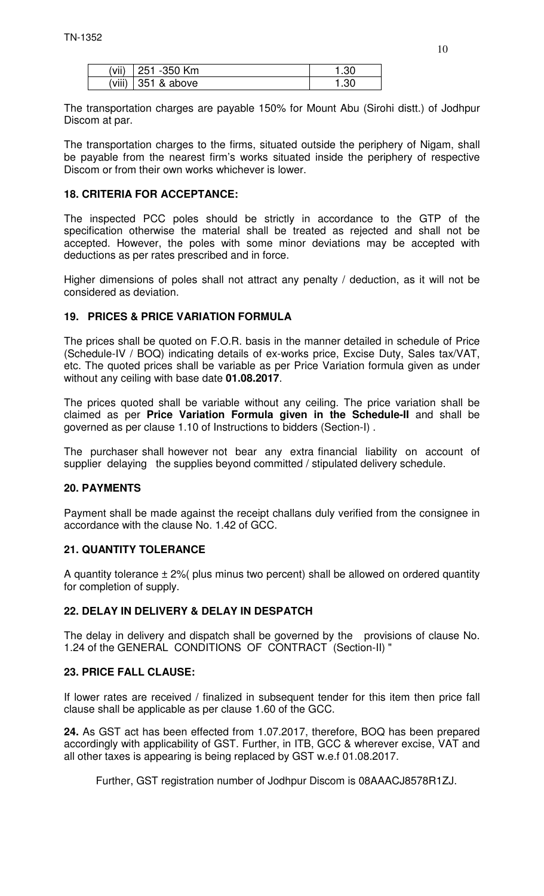| (vii) | 251 -350 Km | 1.30 |
|---|---|---|
| (viii) | 351 & above | 1.30 |

The transportation charges are payable 150% for Mount Abu (Sirohi distt.) of Jodhpur Discom at par.

The transportation charges to the firms, situated outside the periphery of Nigam, shall be payable from the nearest firm's works situated inside the periphery of respective Discom or from their own works whichever is lower.

**18. CRITERIA FOR ACCEPTANCE:**

The inspected PCC poles should be strictly in accordance to the GTP of the specification otherwise the material shall be treated as rejected and shall not be accepted. However, the poles with some minor deviations may be accepted with deductions as per rates prescribed and in force.

Higher dimensions of poles shall not attract any penalty / deduction, as it will not be considered as deviation.

**19. PRICES & PRICE VARIATION FORMULA**

The prices shall be quoted on F.O.R. basis in the manner detailed in schedule of Price (Schedule-IV / BOQ) indicating details of ex-works price, Excise Duty, Sales tax/VAT, etc. The quoted prices shall be variable as per Price Variation formula given as under without any ceiling with base date **01.08.2017**.

The prices quoted shall be variable without any ceiling. The price variation shall be claimed as per **Price Variation Formula given in the Schedule-II** and shall be governed as per clause 1.10 of Instructions to bidders (Section-I) .

The purchaser shall however not bear any extra financial liability on account of supplier delaying the supplies beyond committed / stipulated delivery schedule.

**20. PAYMENTS**

Payment shall be made against the receipt challans duly verified from the consignee in accordance with the clause No. 1.42 of GCC.

**21. QUANTITY TOLERANCE**

A quantity tolerance ± 2%( plus minus two percent) shall be allowed on ordered quantity for completion of supply.

**22. DELAY IN DELIVERY & DELAY IN DESPATCH**

The delay in delivery and dispatch shall be governed by the provisions of clause No. 1.24 of the GENERAL CONDITIONS OF CONTRACT (Section-II) "

**23. PRICE FALL CLAUSE:**

If lower rates are received / finalized in subsequent tender for this item then price fall clause shall be applicable as per clause 1.60 of the GCC.

**24.** As GST act has been effected from 1.07.2017, therefore, BOQ has been prepared accordingly with applicability of GST. Further, in ITB, GCC & wherever excise, VAT and all other taxes is appearing is being replaced by GST w.e.f 01.08.2017.

Further, GST registration number of Jodhpur Discom is 08AAACJ8578R1ZJ.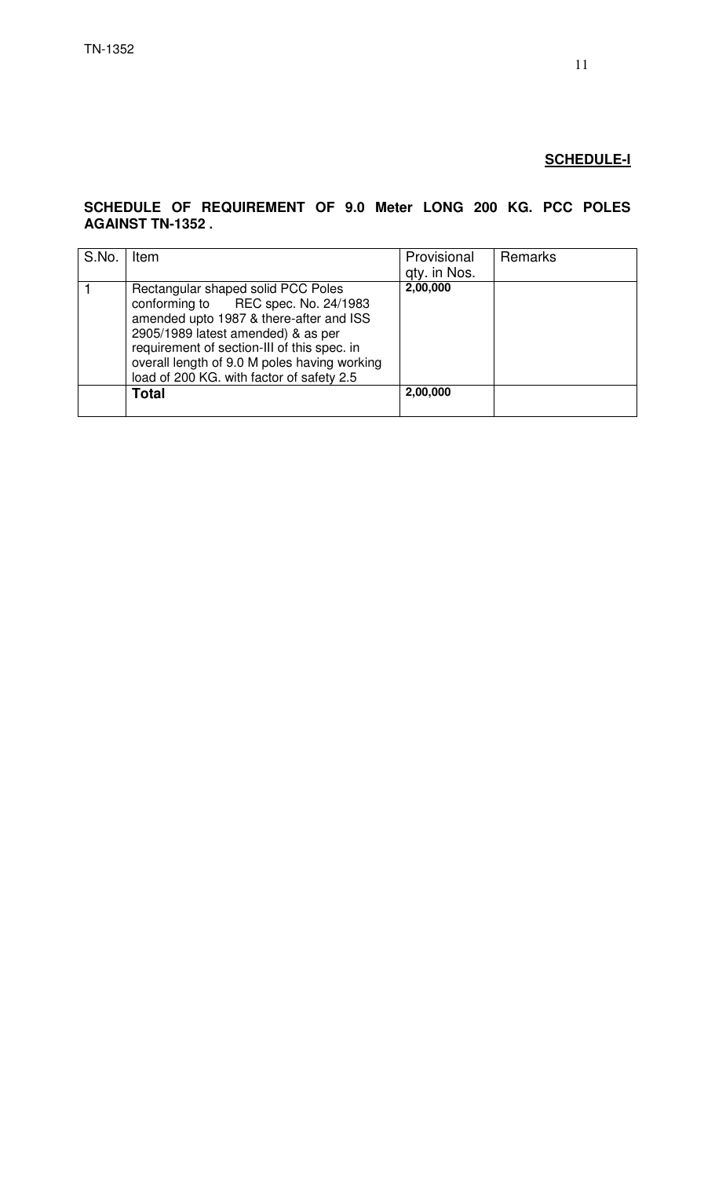**SCHEDULE-I**

**SCHEDULE OF REQUIREMENT OF 9.0 Meter LONG 200 KG. PCC POLES AGAINST TN-1352 .**

| S.No. | Item | Provisional qty. in Nos. | Remarks |
|---|---|---|---|
| 1 | Rectangular shaped solid PCC Poles conforming to REC spec. No. 24/1983 amended upto 1987 & there-after and ISS 2905/1989 latest amended) & as per requirement of section-III of this spec. in overall length of 9.0 M poles having working load of 200 KG. with factor of safety 2.5 | **2,00,000** | |
| | **Total** | **2,00,000** | |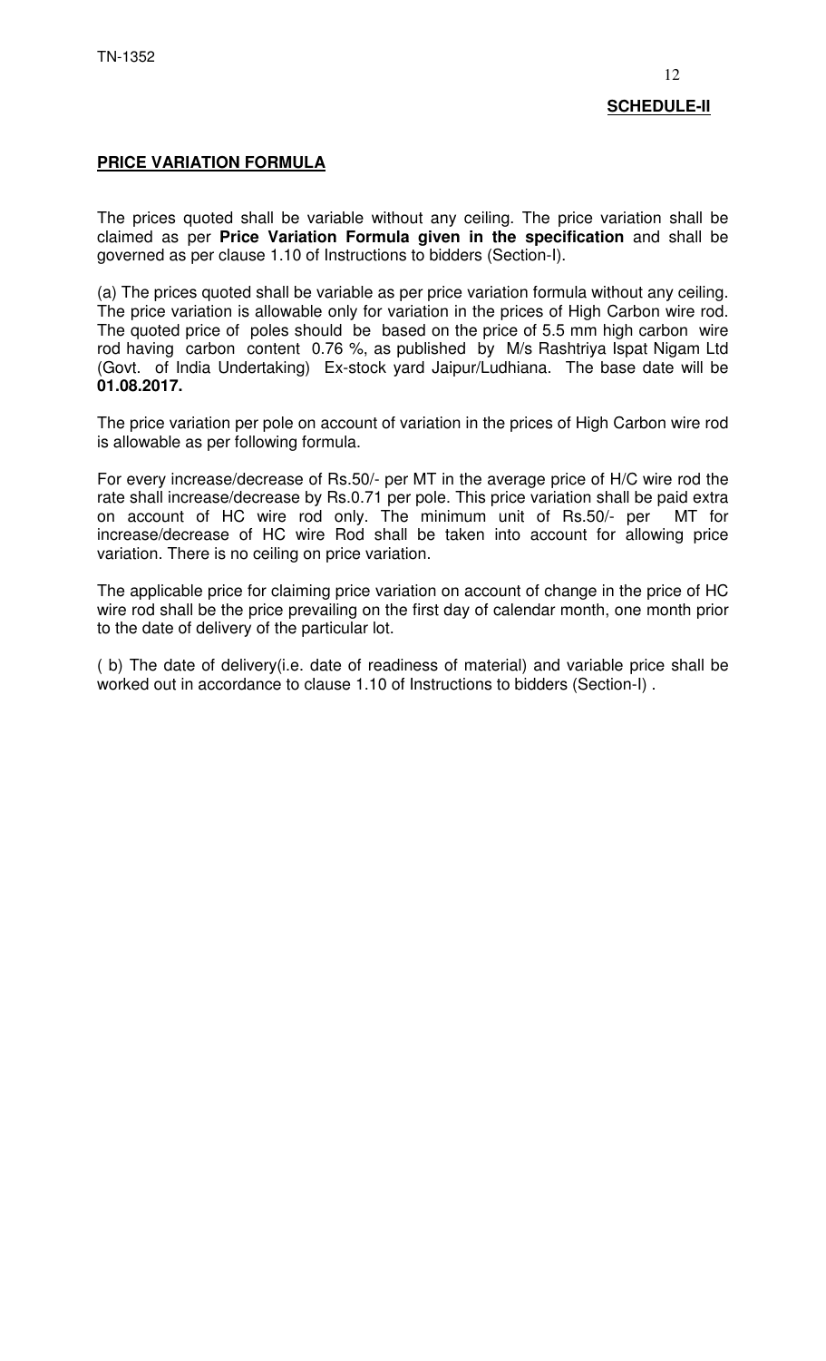**SCHEDULE-II**

**PRICE VARIATION FORMULA**

The prices quoted shall be variable without any ceiling. The price variation shall be claimed as per **Price Variation Formula given in the specification** and shall be governed as per clause 1.10 of Instructions to bidders (Section-I).

(a) The prices quoted shall be variable as per price variation formula without any ceiling. The price variation is allowable only for variation in the prices of High Carbon wire rod. The quoted price of poles should be based on the price of 5.5 mm high carbon wire rod having carbon content 0.76 %, as published by M/s Rashtriya Ispat Nigam Ltd (Govt. of India Undertaking) Ex-stock yard Jaipur/Ludhiana. The base date will be **01.08.2017.**

The price variation per pole on account of variation in the prices of High Carbon wire rod is allowable as per following formula.

For every increase/decrease of Rs.50/- per MT in the average price of H/C wire rod the rate shall increase/decrease by Rs.0.71 per pole. This price variation shall be paid extra on account of HC wire rod only. The minimum unit of Rs.50/- per MT for increase/decrease of HC wire Rod shall be taken into account for allowing price variation. There is no ceiling on price variation.

The applicable price for claiming price variation on account of change in the price of HC wire rod shall be the price prevailing on the first day of calendar month, one month prior to the date of delivery of the particular lot.

( b) The date of delivery(i.e. date of readiness of material) and variable price shall be worked out in accordance to clause 1.10 of Instructions to bidders (Section-I) .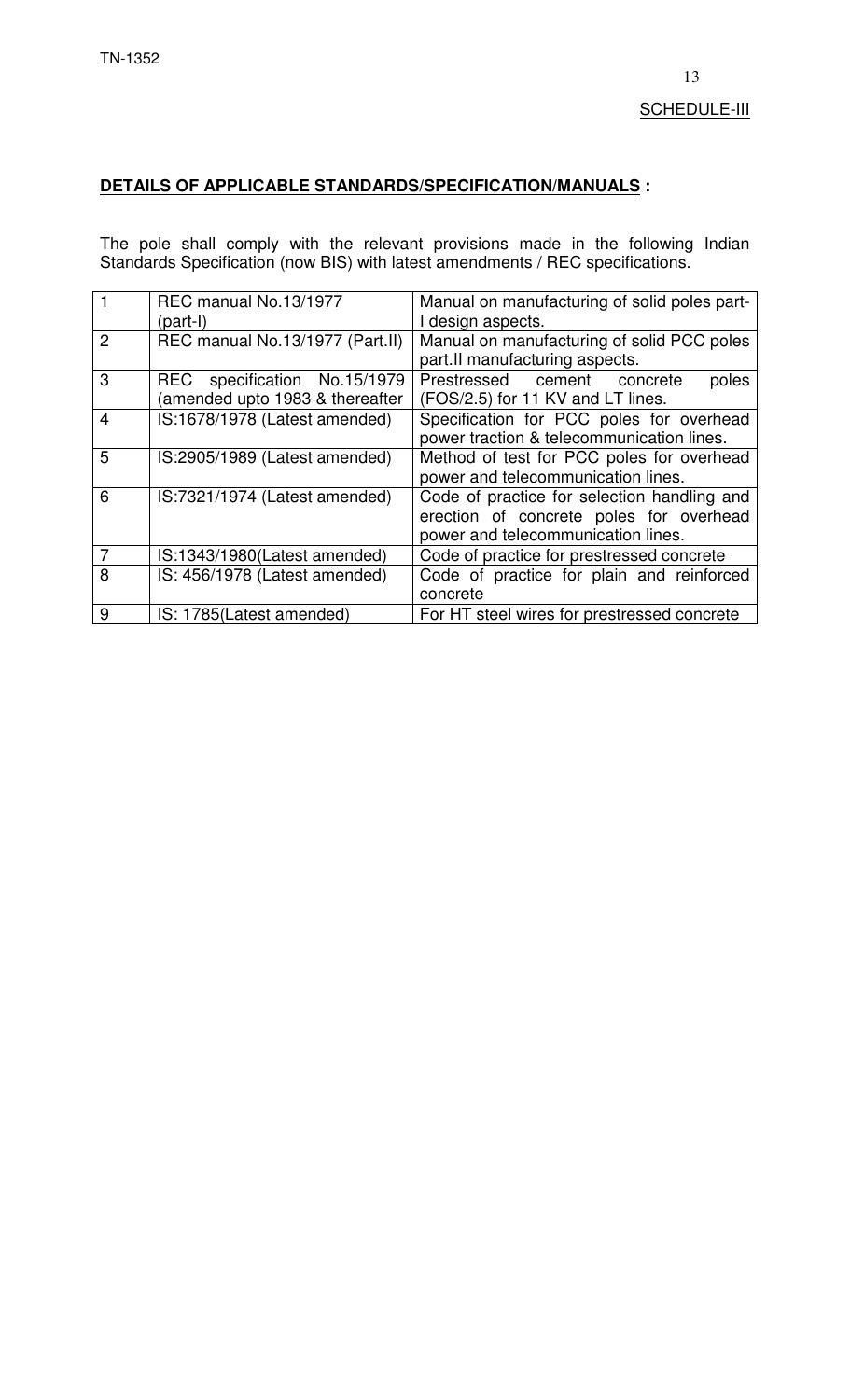SCHEDULE-III

**DETAILS OF APPLICABLE STANDARDS/SPECIFICATION/MANUALS :**

The pole shall comply with the relevant provisions made in the following Indian Standards Specification (now BIS) with latest amendments / REC specifications.

| | | |
|---|---|---|
| 1 | REC manual No.13/1977 (part-I) | Manual on manufacturing of solid poles part-I design aspects. |
| 2 | REC manual No.13/1977 (Part.II) | Manual on manufacturing of solid PCC poles part.II manufacturing aspects. |
| 3 | REC specification No.15/1979 (amended upto 1983 & thereafter | Prestressed cement concrete poles (FOS/2.5) for 11 KV and LT lines. |
| 4 | IS:1678/1978 (Latest amended) | Specification for PCC poles for overhead power traction & telecommunication lines. |
| 5 | IS:2905/1989 (Latest amended) | Method of test for PCC poles for overhead power and telecommunication lines. |
| 6 | IS:7321/1974 (Latest amended) | Code of practice for selection handling and erection of concrete poles for overhead power and telecommunication lines. |
| 7 | IS:1343/1980(Latest amended) | Code of practice for prestressed concrete |
| 8 | IS: 456/1978 (Latest amended) | Code of practice for plain and reinforced concrete |
| 9 | IS: 1785(Latest amended) | For HT steel wires for prestressed concrete |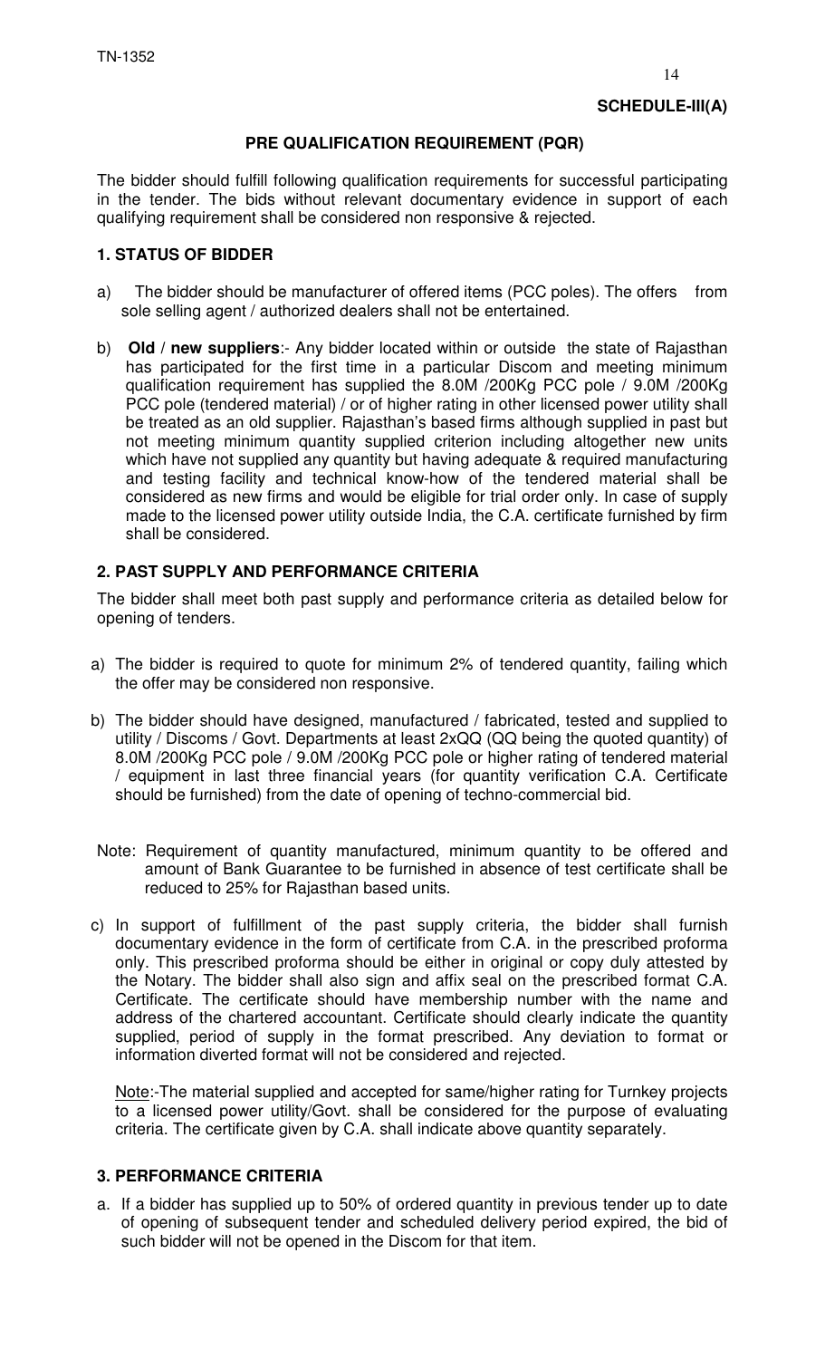**SCHEDULE-III(A)**

## PRE QUALIFICATION REQUIREMENT (PQR)

The bidder should fulfill following qualification requirements for successful participating in the tender. The bids without relevant documentary evidence in support of each qualifying requirement shall be considered non responsive & rejected.

### 1. STATUS OF BIDDER

a) The bidder should be manufacturer of offered items (PCC poles). The offers from sole selling agent / authorized dealers shall not be entertained.

b) **Old / new suppliers**:- Any bidder located within or outside the state of Rajasthan has participated for the first time in a particular Discom and meeting minimum qualification requirement has supplied the 8.0M /200Kg PCC pole / 9.0M /200Kg PCC pole (tendered material) / or of higher rating in other licensed power utility shall be treated as an old supplier. Rajasthan's based firms although supplied in past but not meeting minimum quantity supplied criterion including altogether new units which have not supplied any quantity but having adequate & required manufacturing and testing facility and technical know-how of the tendered material shall be considered as new firms and would be eligible for trial order only. In case of supply made to the licensed power utility outside India, the C.A. certificate furnished by firm shall be considered.

### 2. PAST SUPPLY AND PERFORMANCE CRITERIA

The bidder shall meet both past supply and performance criteria as detailed below for opening of tenders.

a) The bidder is required to quote for minimum 2% of tendered quantity, failing which the offer may be considered non responsive.

b) The bidder should have designed, manufactured / fabricated, tested and supplied to utility / Discoms / Govt. Departments at least 2xQQ (QQ being the quoted quantity) of 8.0M /200Kg PCC pole / 9.0M /200Kg PCC pole or higher rating of tendered material / equipment in last three financial years (for quantity verification C.A. Certificate should be furnished) from the date of opening of techno-commercial bid.

Note: Requirement of quantity manufactured, minimum quantity to be offered and amount of Bank Guarantee to be furnished in absence of test certificate shall be reduced to 25% for Rajasthan based units.

c) In support of fulfillment of the past supply criteria, the bidder shall furnish documentary evidence in the form of certificate from C.A. in the prescribed proforma only. This prescribed proforma should be either in original or copy duly attested by the Notary. The bidder shall also sign and affix seal on the prescribed format C.A. Certificate. The certificate should have membership number with the name and address of the chartered accountant. Certificate should clearly indicate the quantity supplied, period of supply in the format prescribed. Any deviation to format or information diverted format will not be considered and rejected.

Note:-The material supplied and accepted for same/higher rating for Turnkey projects to a licensed power utility/Govt. shall be considered for the purpose of evaluating criteria. The certificate given by C.A. shall indicate above quantity separately.

### 3. PERFORMANCE CRITERIA

a. If a bidder has supplied up to 50% of ordered quantity in previous tender up to date of opening of subsequent tender and scheduled delivery period expired, the bid of such bidder will not be opened in the Discom for that item.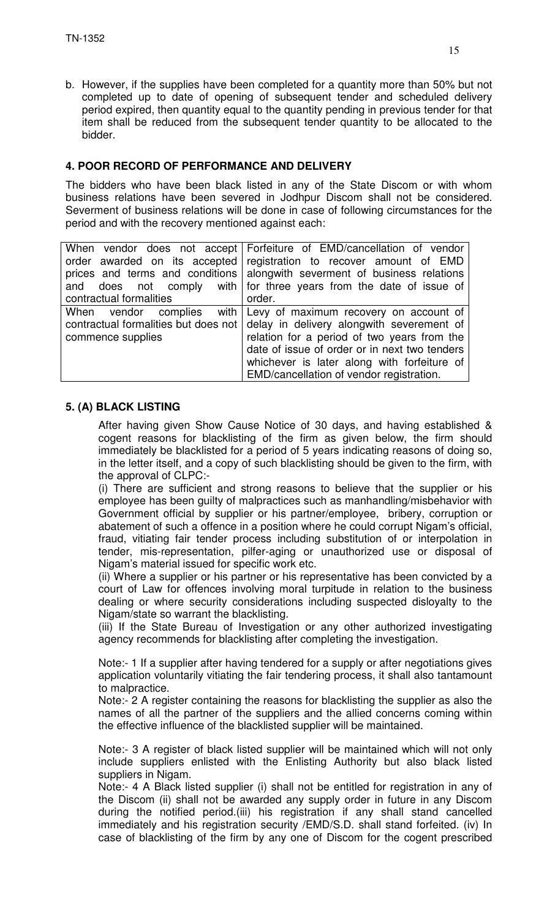b. However, if the supplies have been completed for a quantity more than 50% but not completed up to date of opening of subsequent tender and scheduled delivery period expired, then quantity equal to the quantity pending in previous tender for that item shall be reduced from the subsequent tender quantity to be allocated to the bidder.

**4. POOR RECORD OF PERFORMANCE AND DELIVERY**

The bidders who have been black listed in any of the State Discom or with whom business relations have been severed in Jodhpur Discom shall not be considered. Severment of business relations will be done in case of following circumstances for the period and with the recovery mentioned against each:

| | |
|---|---|
| When vendor does not accept order awarded on its accepted prices and terms and conditions and does not comply with contractual formalities | Forfeiture of EMD/cancellation of vendor registration to recover amount of EMD alongwith severment of business relations for three years from the date of issue of order. |
| When vendor complies with contractual formalities but does not commence supplies | Levy of maximum recovery on account of delay in delivery alongwith severement of relation for a period of two years from the date of issue of order or in next two tenders whichever is later along with forfeiture of EMD/cancellation of vendor registration. |

**5. (A) BLACK LISTING**

After having given Show Cause Notice of 30 days, and having established & cogent reasons for blacklisting of the firm as given below, the firm should immediately be blacklisted for a period of 5 years indicating reasons of doing so, in the letter itself, and a copy of such blacklisting should be given to the firm, with the approval of CLPC:-

(i) There are sufficient and strong reasons to believe that the supplier or his employee has been guilty of malpractices such as manhandling/misbehavior with Government official by supplier or his partner/employee, bribery, corruption or abatement of such a offence in a position where he could corrupt Nigam's official, fraud, vitiating fair tender process including substitution of or interpolation in tender, mis-representation, pilfer-aging or unauthorized use or disposal of Nigam's material issued for specific work etc.

(ii) Where a supplier or his partner or his representative has been convicted by a court of Law for offences involving moral turpitude in relation to the business dealing or where security considerations including suspected disloyalty to the Nigam/state so warrant the blacklisting.

(iii) If the State Bureau of Investigation or any other authorized investigating agency recommends for blacklisting after completing the investigation.

Note:- 1 If a supplier after having tendered for a supply or after negotiations gives application voluntarily vitiating the fair tendering process, it shall also tantamount to malpractice.

Note:- 2 A register containing the reasons for blacklisting the supplier as also the names of all the partner of the suppliers and the allied concerns coming within the effective influence of the blacklisted supplier will be maintained.

Note:- 3 A register of black listed supplier will be maintained which will not only include suppliers enlisted with the Enlisting Authority but also black listed suppliers in Nigam.

Note:- 4 A Black listed supplier (i) shall not be entitled for registration in any of the Discom (ii) shall not be awarded any supply order in future in any Discom during the notified period.(iii) his registration if any shall stand cancelled immediately and his registration security /EMD/S.D. shall stand forfeited. (iv) In case of blacklisting of the firm by any one of Discom for the cogent prescribed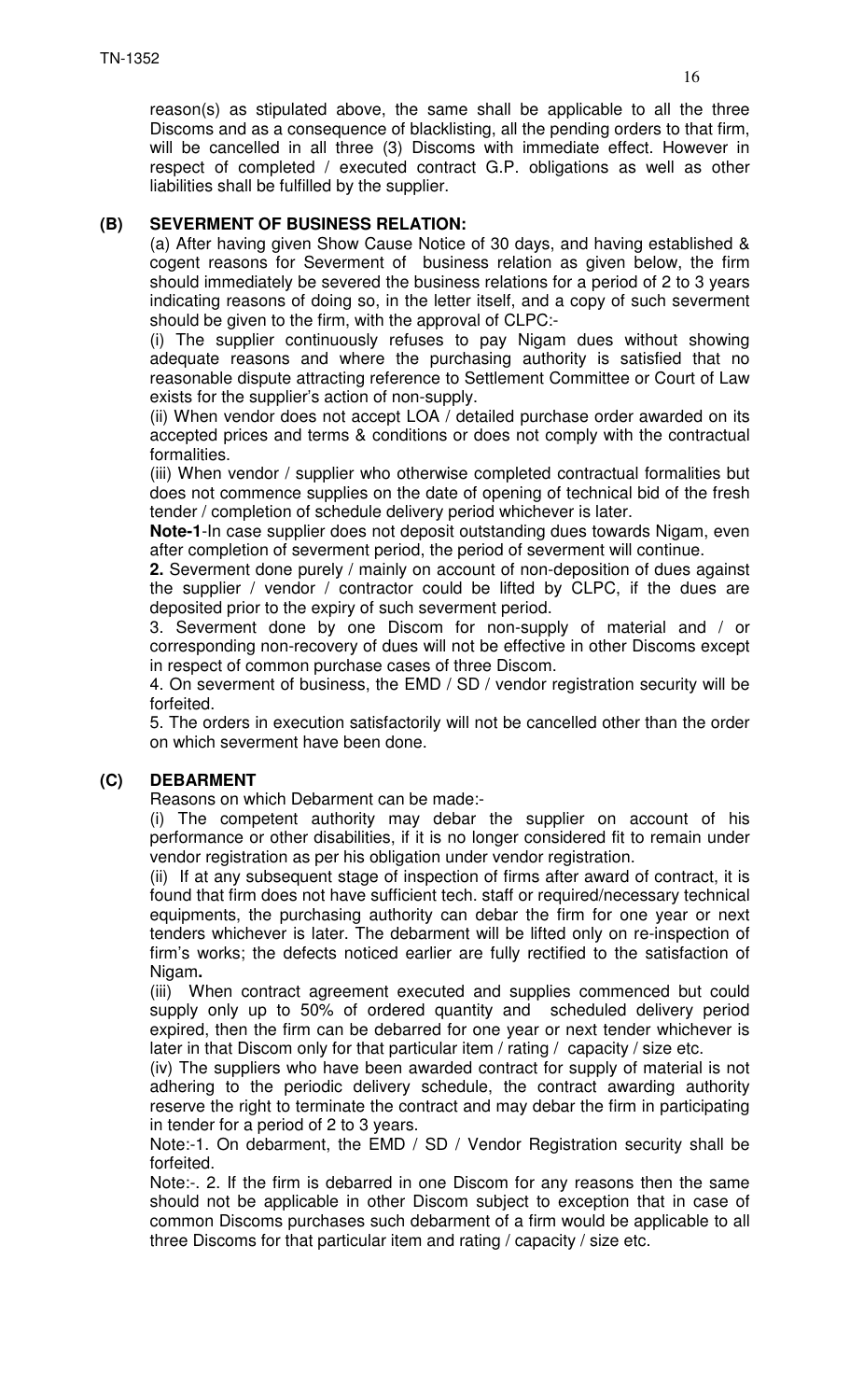reason(s) as stipulated above, the same shall be applicable to all the three Discoms and as a consequence of blacklisting, all the pending orders to that firm, will be cancelled in all three (3) Discoms with immediate effect. However in respect of completed / executed contract G.P. obligations as well as other liabilities shall be fulfilled by the supplier.

### (B) SEVERMENT OF BUSINESS RELATION:

(a) After having given Show Cause Notice of 30 days, and having established & cogent reasons for Severment of business relation as given below, the firm should immediately be severed the business relations for a period of 2 to 3 years indicating reasons of doing so, in the letter itself, and a copy of such severment should be given to the firm, with the approval of CLPC:-

(i) The supplier continuously refuses to pay Nigam dues without showing adequate reasons and where the purchasing authority is satisfied that no reasonable dispute attracting reference to Settlement Committee or Court of Law exists for the supplier's action of non-supply.

(ii) When vendor does not accept LOA / detailed purchase order awarded on its accepted prices and terms & conditions or does not comply with the contractual formalities.

(iii) When vendor / supplier who otherwise completed contractual formalities but does not commence supplies on the date of opening of technical bid of the fresh tender / completion of schedule delivery period whichever is later.

**Note-1**-In case supplier does not deposit outstanding dues towards Nigam, even after completion of severment period, the period of severment will continue.

**2.** Severment done purely / mainly on account of non-deposition of dues against the supplier / vendor / contractor could be lifted by CLPC, if the dues are deposited prior to the expiry of such severment period.

3. Severment done by one Discom for non-supply of material and / or corresponding non-recovery of dues will not be effective in other Discoms except in respect of common purchase cases of three Discom.

4. On severment of business, the EMD / SD / vendor registration security will be forfeited.

5. The orders in execution satisfactorily will not be cancelled other than the order on which severment have been done.

### (C) DEBARMENT

Reasons on which Debarment can be made:-

(i) The competent authority may debar the supplier on account of his performance or other disabilities, if it is no longer considered fit to remain under vendor registration as per his obligation under vendor registration.

(ii) If at any subsequent stage of inspection of firms after award of contract, it is found that firm does not have sufficient tech. staff or required/necessary technical equipments, the purchasing authority can debar the firm for one year or next tenders whichever is later. The debarment will be lifted only on re-inspection of firm's works; the defects noticed earlier are fully rectified to the satisfaction of Nigam**.**

(iii) When contract agreement executed and supplies commenced but could supply only up to 50% of ordered quantity and scheduled delivery period expired, then the firm can be debarred for one year or next tender whichever is later in that Discom only for that particular item / rating / capacity / size etc.

(iv) The suppliers who have been awarded contract for supply of material is not adhering to the periodic delivery schedule, the contract awarding authority reserve the right to terminate the contract and may debar the firm in participating in tender for a period of 2 to 3 years.

Note:-1. On debarment, the EMD / SD / Vendor Registration security shall be forfeited.

Note:-. 2. If the firm is debarred in one Discom for any reasons then the same should not be applicable in other Discom subject to exception that in case of common Discoms purchases such debarment of a firm would be applicable to all three Discoms for that particular item and rating / capacity / size etc.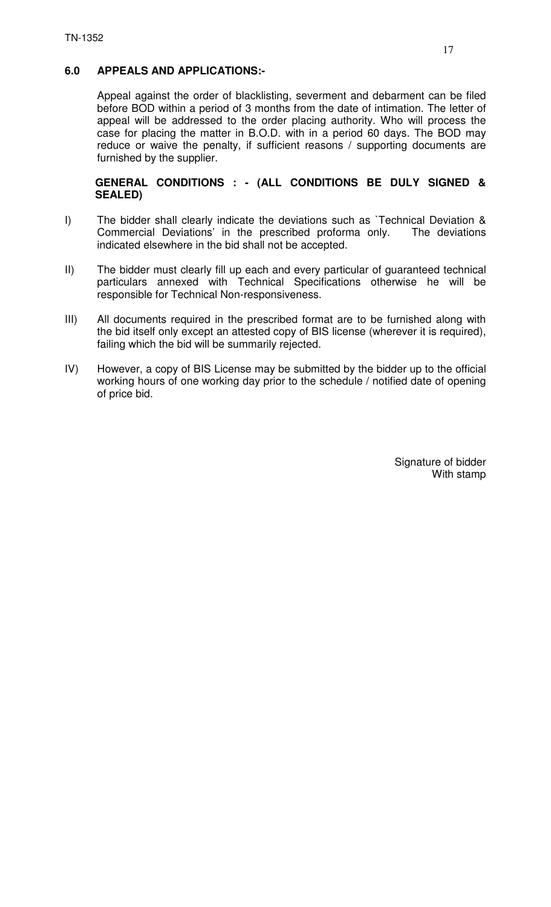## 6.0 APPEALS AND APPLICATIONS:-

Appeal against the order of blacklisting, severment and debarment can be filed before BOD within a period of 3 months from the date of intimation. The letter of appeal will be addressed to the order placing authority. Who will process the case for placing the matter in B.O.D. with in a period 60 days. The BOD may reduce or waive the penalty, if sufficient reasons / supporting documents are furnished by the supplier.

**GENERAL CONDITIONS : - (ALL CONDITIONS BE DULY SIGNED & SEALED)**

I) The bidder shall clearly indicate the deviations such as `Technical Deviation & Commercial Deviations' in the prescribed proforma only. The deviations indicated elsewhere in the bid shall not be accepted.

II) The bidder must clearly fill up each and every particular of guaranteed technical particulars annexed with Technical Specifications otherwise he will be responsible for Technical Non-responsiveness.

III) All documents required in the prescribed format are to be furnished along with the bid itself only except an attested copy of BIS license (wherever it is required), failing which the bid will be summarily rejected.

IV) However, a copy of BIS License may be submitted by the bidder up to the official working hours of one working day prior to the schedule / notified date of opening of price bid.

Signature of bidder
With stamp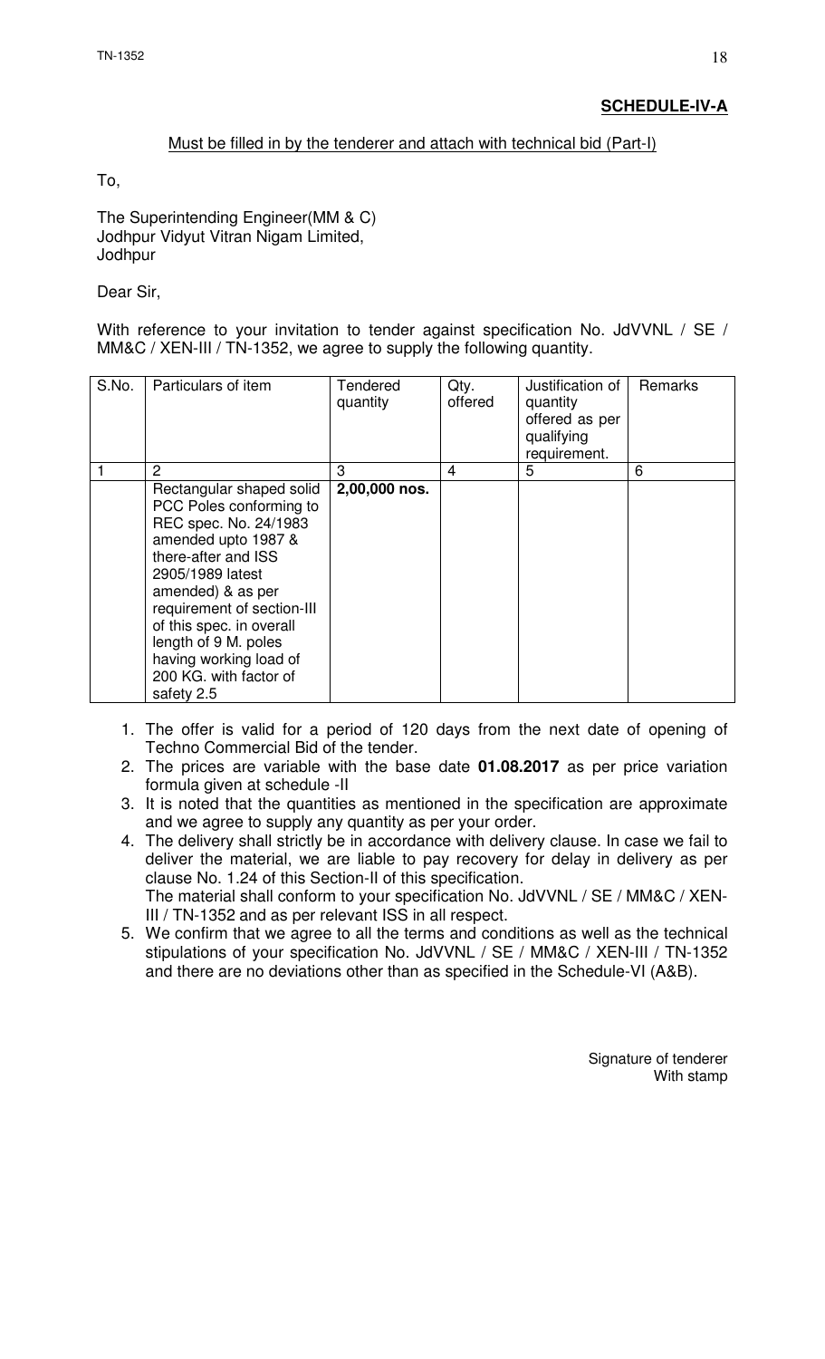**SCHEDULE-IV-A**

Must be filled in by the tenderer and attach with technical bid (Part-I)

To,

The Superintending Engineer(MM & C)
Jodhpur Vidyut Vitran Nigam Limited,
Jodhpur

Dear Sir,

With reference to your invitation to tender against specification No. JdVVNL / SE / MM&C / XEN-III / TN-1352, we agree to supply the following quantity.

| S.No. | Particulars of item | Tendered quantity | Qty. offered | Justification of quantity offered as per qualifying requirement. | Remarks |
|---|---|---|---|---|---|
| 1 | 2 | 3 | 4 | 5 | 6 |
| | Rectangular shaped solid PCC Poles conforming to REC spec. No. 24/1983 amended upto 1987 & there-after and ISS 2905/1989 latest amended) & as per requirement of section-III of this spec. in overall length of 9 M. poles having working load of 200 KG. with factor of safety 2.5 | **2,00,000 nos.** | | | |

1. The offer is valid for a period of 120 days from the next date of opening of Techno Commercial Bid of the tender.
2. The prices are variable with the base date **01.08.2017** as per price variation formula given at schedule -II
3. It is noted that the quantities as mentioned in the specification are approximate and we agree to supply any quantity as per your order.
4. The delivery shall strictly be in accordance with delivery clause. In case we fail to deliver the material, we are liable to pay recovery for delay in delivery as per clause No. 1.24 of this Section-II of this specification.
   The material shall conform to your specification No. JdVVNL / SE / MM&C / XEN-III / TN-1352 and as per relevant ISS in all respect.
5. We confirm that we agree to all the terms and conditions as well as the technical stipulations of your specification No. JdVVNL / SE / MM&C / XEN-III / TN-1352 and there are no deviations other than as specified in the Schedule-VI (A&B).

Signature of tenderer
With stamp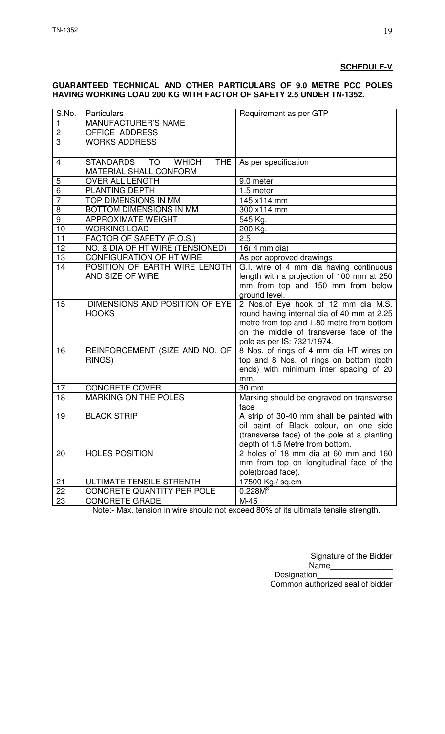**SCHEDULE-V**

**GUARANTEED TECHNICAL AND OTHER PARTICULARS OF 9.0 METRE PCC POLES HAVING WORKING LOAD 200 KG WITH FACTOR OF SAFETY 2.5 UNDER TN-1352.**

| S.No. | Particulars | Requirement as per GTP |
|---|---|---|
| 1 | MANUFACTURER'S NAME | |
| 2 | OFFICE ADDRESS | |
| 3 | WORKS ADDRESS | |
| 4 | STANDARDS TO WHICH THE MATERIAL SHALL CONFORM | As per specification |
| 5 | OVER ALL LENGTH | 9.0 meter |
| 6 | PLANTING DEPTH | 1.5 meter |
| 7 | TOP DIMENSIONS IN MM | 145 x114 mm |
| 8 | BOTTOM DIMENSIONS IN MM | 300 x114 mm |
| 9 | APPROXIMATE WEIGHT | 545 Kg. |
| 10 | WORKING LOAD | 200 Kg. |
| 11 | FACTOR OF SAFETY (F.O.S.) | 2.5 |
| 12 | NO. & DIA OF HT WIRE (TENSIONED) | 16( 4 mm dia) |
| 13 | CONFIGURATION OF HT WIRE | As per approved drawings |
| 14 | POSITION OF EARTH WIRE LENGTH AND SIZE OF WIRE | G.I. wire of 4 mm dia having continuous length with a projection of 100 mm at 250 mm from top and 150 mm from below ground level. |
| 15 | DIMENSIONS AND POSITION OF EYE HOOKS | 2 Nos.of Eye hook of 12 mm dia M.S. round having internal dia of 40 mm at 2.25 metre from top and 1.80 metre from bottom on the middle of transverse face of the pole as per IS: 7321/1974. |
| 16 | REINFORCEMENT (SIZE AND NO. OF RINGS) | 8 Nos. of rings of 4 mm dia HT wires on top and 8 Nos. of rings on bottom (both ends) with minimum inter spacing of 20 mm. |
| 17 | CONCRETE COVER | 30 mm |
| 18 | MARKING ON THE POLES | Marking should be engraved on transverse face |
| 19 | BLACK STRIP | A strip of 30-40 mm shall be painted with oil paint of Black colour, on one side (transverse face) of the pole at a planting depth of 1.5 Metre from bottom. |
| 20 | HOLES POSITION | 2 holes of 18 mm dia at 60 mm and 160 mm from top on longitudinal face of the pole(broad face). |
| 21 | ULTIMATE TENSILE STRENTH | 17500 Kg./ sq.cm |
| 22 | CONCRETE QUANTITY PER POLE | $0.228M^3$ |
| 23 | CONCRETE GRADE | M-45 |

Note:- Max. tension in wire should not exceed 80% of its ultimate tensile strength.

Signature of the Bidder

Name______________

Designation________________

Common authorized seal of bidder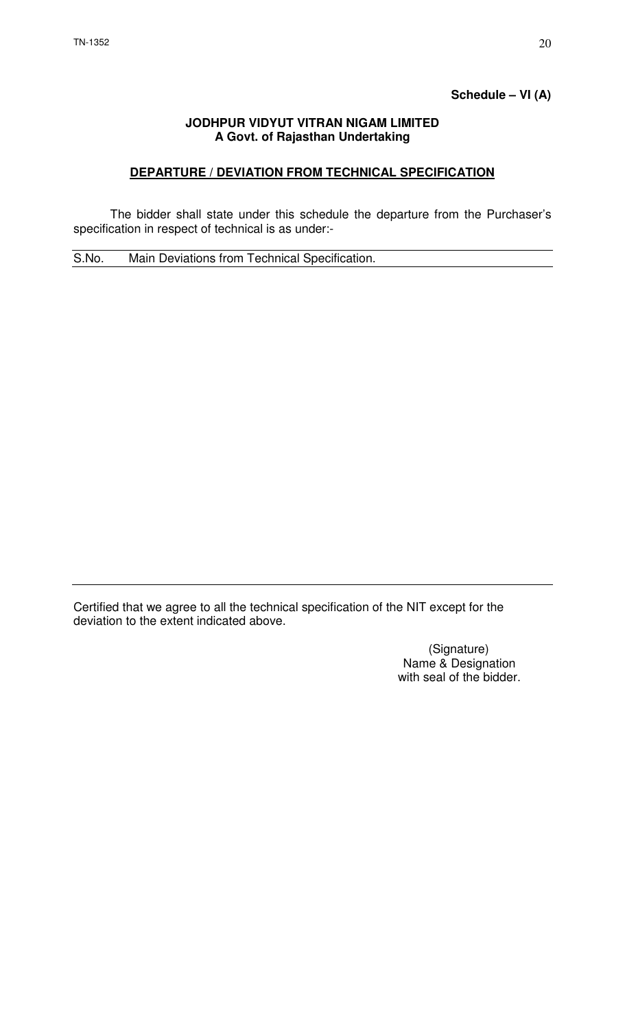**Schedule – VI (A)**

**JODHPUR VIDYUT VITRAN NIGAM LIMITED**
**A Govt. of Rajasthan Undertaking**

## DEPARTURE / DEVIATION FROM TECHNICAL SPECIFICATION

The bidder shall state under this schedule the departure from the Purchaser's specification in respect of technical is as under:-

| S.No. | Main Deviations from Technical Specification. |
|---|---|
| | |

Certified that we agree to all the technical specification of the NIT except for the deviation to the extent indicated above.

(Signature)
Name & Designation
with seal of the bidder.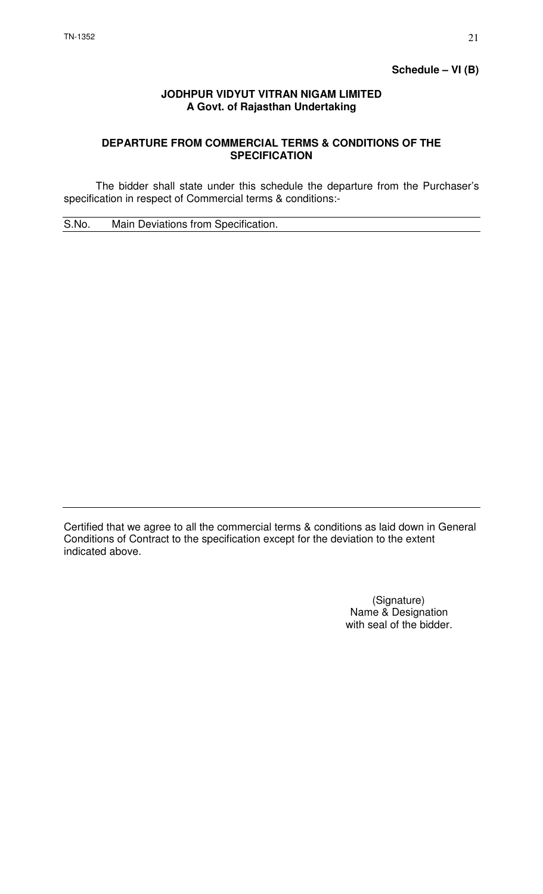**Schedule – VI (B)**

**JODHPUR VIDYUT VITRAN NIGAM LIMITED**
**A Govt. of Rajasthan Undertaking**

**DEPARTURE FROM COMMERCIAL TERMS & CONDITIONS OF THE SPECIFICATION**

The bidder shall state under this schedule the departure from the Purchaser's specification in respect of Commercial terms & conditions:-

| S.No. | Main Deviations from Specification. |
|---|---|
| | |

Certified that we agree to all the commercial terms & conditions as laid down in General Conditions of Contract to the specification except for the deviation to the extent indicated above.

(Signature)
Name & Designation
with seal of the bidder.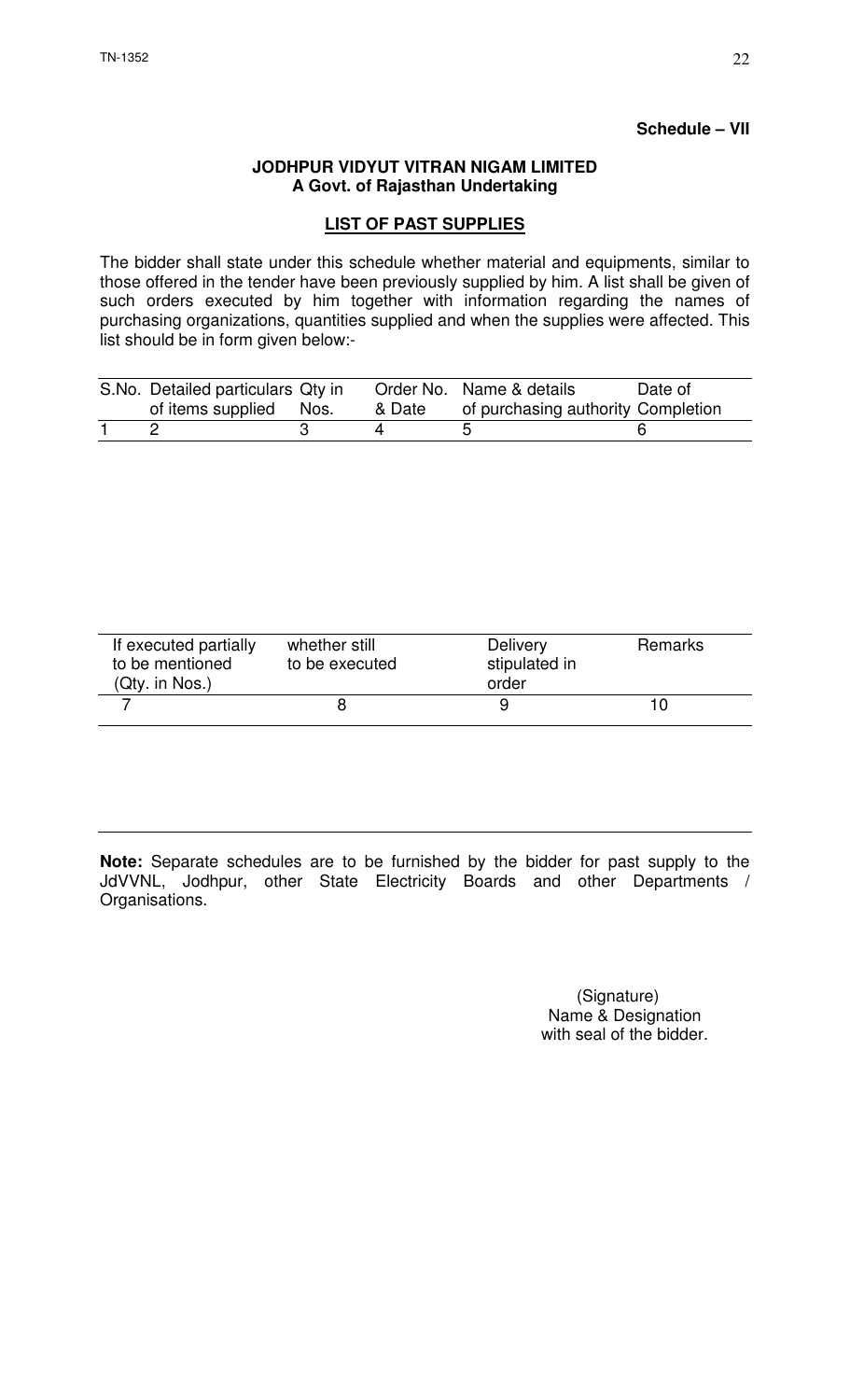**Schedule – VII**

**JODHPUR VIDYUT VITRAN NIGAM LIMITED**
**A Govt. of Rajasthan Undertaking**

**LIST OF PAST SUPPLIES**

The bidder shall state under this schedule whether material and equipments, similar to those offered in the tender have been previously supplied by him. A list shall be given of such orders executed by him together with information regarding the names of purchasing organizations, quantities supplied and when the supplies were affected. This list should be in form given below:-

| S.No. | Detailed particulars of items supplied | Qty in Nos. | Order No. & Date | Name & details of purchasing authority | Date of Completion |
|---|---|---|---|---|---|
| 1 | 2 | 3 | 4 | 5 | 6 |

| If executed partially to be mentioned (Qty. in Nos.) | whether still to be executed | Delivery stipulated in order | Remarks |
|---|---|---|---|
| 7 | 8 | 9 | 10 |

**Note:** Separate schedules are to be furnished by the bidder for past supply to the JdVVNL, Jodhpur, other State Electricity Boards and other Departments / Organisations.

(Signature)
Name & Designation
with seal of the bidder.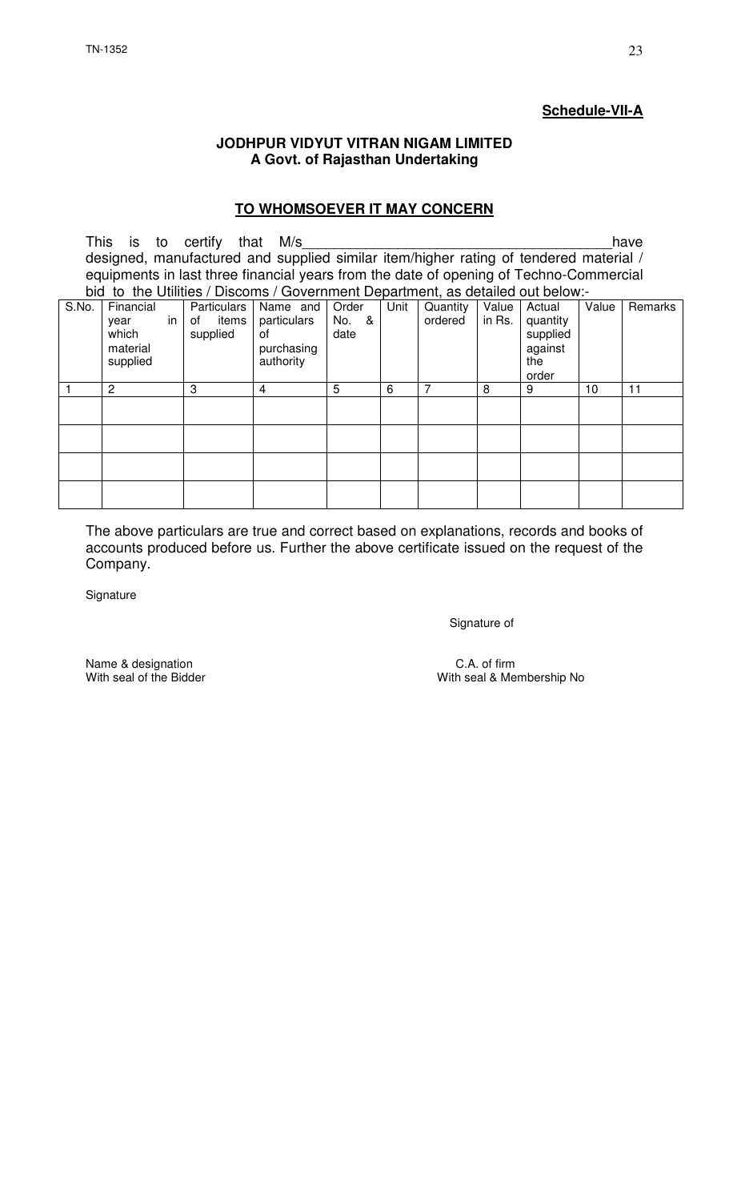**Schedule-VII-A**

**JODHPUR VIDYUT VITRAN NIGAM LIMITED**
**A Govt. of Rajasthan Undertaking**

**TO WHOMSOEVER IT MAY CONCERN**

This is to certify that M/s_____________________________________have designed, manufactured and supplied similar item/higher rating of tendered material / equipments in last three financial years from the date of opening of Techno-Commercial bid to the Utilities / Discoms / Government Department, as detailed out below:-

| S.No. | Financial year in which material supplied | Particulars of items supplied | Name and particulars of purchasing authority | Order No. & date | Unit | Quantity ordered | Value in Rs. | Actual quantity supplied against the order | Value | Remarks |
|---|---|---|---|---|---|---|---|---|---|---|
| 1 | 2 | 3 | 4 | 5 | 6 | 7 | 8 | 9 | 10 | 11 |
| | | | | | | | | | | |
| | | | | | | | | | | |
| | | | | | | | | | | |
| | | | | | | | | | | |

The above particulars are true and correct based on explanations, records and books of accounts produced before us. Further the above certificate issued on the request of the Company.

Signature

Signature of

Name & designation
With seal of the Bidder

C.A. of firm
With seal & Membership No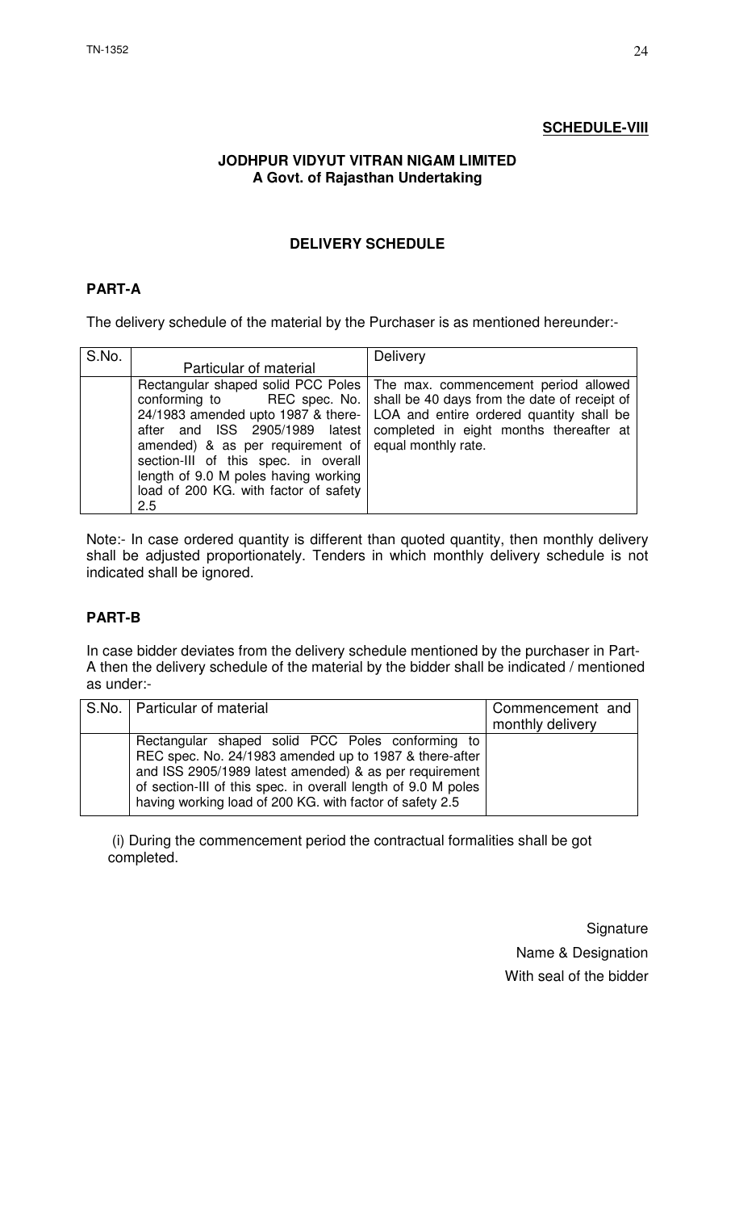**SCHEDULE-VIII**

**JODHPUR VIDYUT VITRAN NIGAM LIMITED**
**A Govt. of Rajasthan Undertaking**

**DELIVERY SCHEDULE**

**PART-A**

The delivery schedule of the material by the Purchaser is as mentioned hereunder:-

| S.No. | Particular of material | Delivery |
|---|---|---|
| | Rectangular shaped solid PCC Poles conforming to REC spec. No. 24/1983 amended upto 1987 & there-after and ISS 2905/1989 latest amended) & as per requirement of section-III of this spec. in overall length of 9.0 M poles having working load of 200 KG. with factor of safety 2.5 | The max. commencement period allowed shall be 40 days from the date of receipt of LOA and entire ordered quantity shall be completed in eight months thereafter at equal monthly rate. |

Note:- In case ordered quantity is different than quoted quantity, then monthly delivery shall be adjusted proportionately. Tenders in which monthly delivery schedule is not indicated shall be ignored.

**PART-B**

In case bidder deviates from the delivery schedule mentioned by the purchaser in Part-A then the delivery schedule of the material by the bidder shall be indicated / mentioned as under:-

| S.No. | Particular of material | Commencement and monthly delivery |
|---|---|---|
| | Rectangular shaped solid PCC Poles conforming to REC spec. No. 24/1983 amended up to 1987 & there-after and ISS 2905/1989 latest amended) & as per requirement of section-III of this spec. in overall length of 9.0 M poles having working load of 200 KG. with factor of safety 2.5 | |

(i) During the commencement period the contractual formalities shall be got completed.

Signature
Name & Designation
With seal of the bidder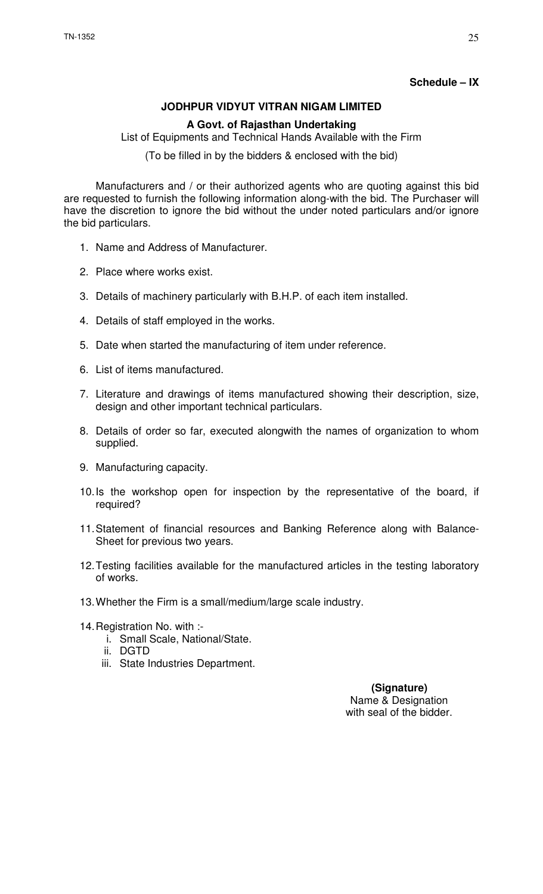**Schedule – IX**

**JODHPUR VIDYUT VITRAN NIGAM LIMITED**

**A Govt. of Rajasthan Undertaking**

List of Equipments and Technical Hands Available with the Firm

(To be filled in by the bidders & enclosed with the bid)

Manufacturers and / or their authorized agents who are quoting against this bid are requested to furnish the following information along-with the bid. The Purchaser will have the discretion to ignore the bid without the under noted particulars and/or ignore the bid particulars.

1. Name and Address of Manufacturer.
2. Place where works exist.
3. Details of machinery particularly with B.H.P. of each item installed.
4. Details of staff employed in the works.
5. Date when started the manufacturing of item under reference.
6. List of items manufactured.
7. Literature and drawings of items manufactured showing their description, size, design and other important technical particulars.
8. Details of order so far, executed alongwith the names of organization to whom supplied.
9. Manufacturing capacity.
10. Is the workshop open for inspection by the representative of the board, if required?
11. Statement of financial resources and Banking Reference along with Balance-Sheet for previous two years.
12. Testing facilities available for the manufactured articles in the testing laboratory of works.
13. Whether the Firm is a small/medium/large scale industry.
14. Registration No. with :-
    1. Small Scale, National/State.
    2. DGTD
    3. State Industries Department.

**(Signature)**
Name & Designation
with seal of the bidder.